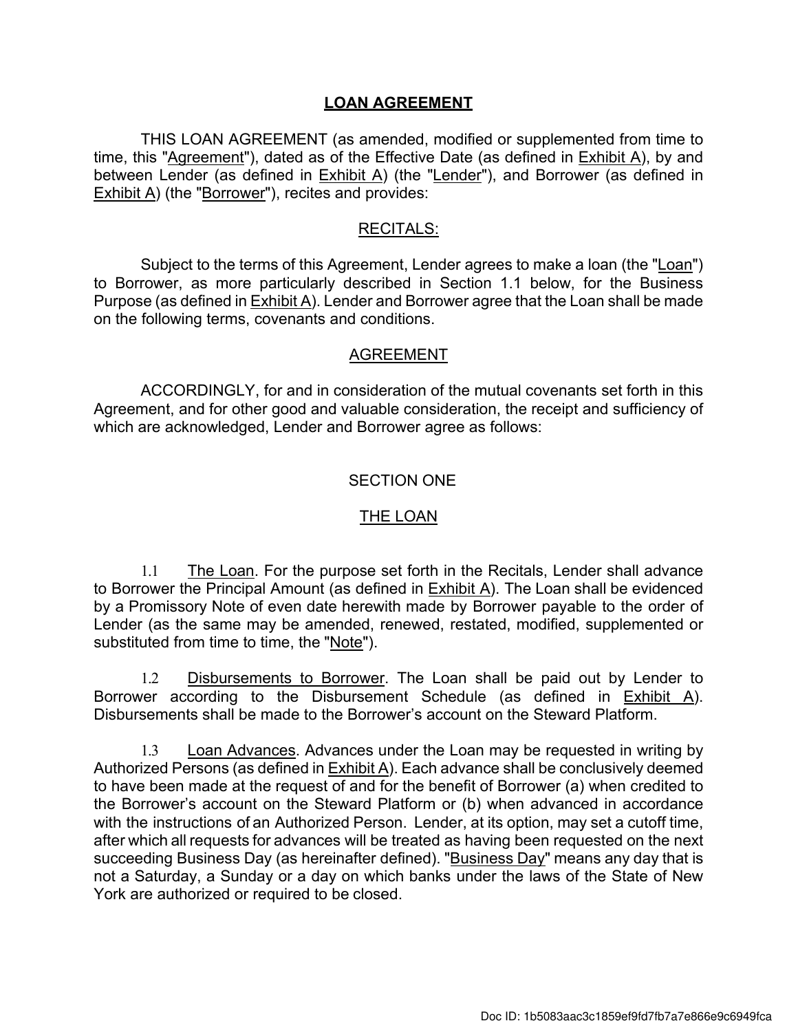# LOAN AGREEMENT

THIS LOAN AGREEMENT (as amended, modified or supplemented from time to time, this "Agreement"), dated as of the Effective Date (as defined in Exhibit A), by and between Lender (as defined in Exhibit A) (the "Lender"), and Borrower (as defined in Exhibit A) (the "Borrower"), recites and provides:

## RECITALS:

Subject to the terms of this Agreement, Lender agrees to make a loan (the "Loan") to Borrower, as more particularly described in Section 1.1 below, for the Business Purpose (as defined in Exhibit A). Lender and Borrower agree that the Loan shall be made on the following terms, covenants and conditions.

## AGREEMENT

ACCORDINGLY, for and in consideration of the mutual covenants set forth in this Agreement, and for other good and valuable consideration, the receipt and sufficiency of which are acknowledged, Lender and Borrower agree as follows:

## SECTION ONE

## THE LOAN

1.1 The Loan. For the purpose set forth in the Recitals, Lender shall advance to Borrower the Principal Amount (as defined in Exhibit A). The Loan shall be evidenced by a Promissory Note of even date herewith made by Borrower payable to the order of Lender (as the same may be amended, renewed, restated, modified, supplemented or substituted from time to time, the "Note").

1.2 Disbursements to Borrower. The Loan shall be paid out by Lender to Borrower according to the Disbursement Schedule (as defined in Exhibit A). Disbursements shall be made to the Borrower's account on the Steward Platform.

1.3 Loan Advances. Advances under the Loan may be requested in writing by Authorized Persons (as defined in Exhibit A). Each advance shall be conclusively deemed to have been made at the request of and for the benefit of Borrower (a) when credited to the Borrower's account on the Steward Platform or (b) when advanced in accordance with the instructions of an Authorized Person. Lender, at its option, may set a cutoff time, after which all requests for advances will be treated as having been requested on the next succeeding Business Day (as hereinafter defined). "Business Day" means any day that is not a Saturday, a Sunday or a day on which banks under the laws of the State of New York are authorized or required to be closed.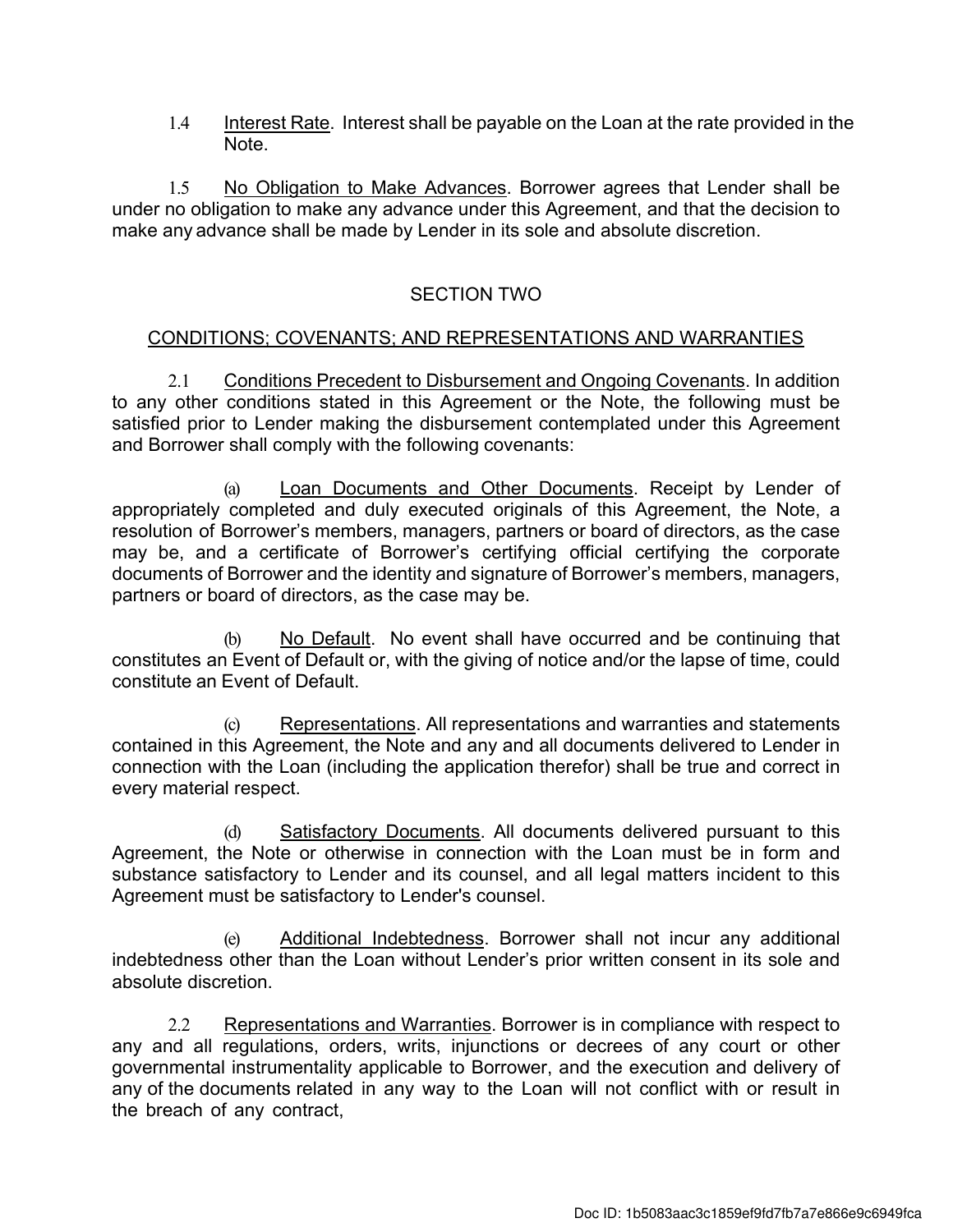1.4 Interest Rate. Interest shall be payable on the Loan at the rate provided in the Note.

1.5 No Obligation to Make Advances. Borrower agrees that Lender shall be under no obligation to make any advance under this Agreement, and that the decision to make any advance shall be made by Lender in its sole and absolute discretion.

## SECTION TWO

## CONDITIONS; COVENANTS; AND REPRESENTATIONS AND WARRANTIES

2.1 Conditions Precedent to Disbursement and Ongoing Covenants. In addition to any other conditions stated in this Agreement or the Note, the following must be satisfied prior to Lender making the disbursement contemplated under this Agreement and Borrower shall comply with the following covenants:

(a) Loan Documents and Other Documents. Receipt by Lender of appropriately completed and duly executed originals of this Agreement, the Note, a resolution of Borrower's members, managers, partners or board of directors, as the case may be, and a certificate of Borrower's certifying official certifying the corporate documents of Borrower and the identity and signature of Borrower's members, managers, partners or board of directors, as the case may be.

(b) No Default. No event shall have occurred and be continuing that constitutes an Event of Default or, with the giving of notice and/or the lapse of time, could constitute an Event of Default.

(c) Representations. All representations and warranties and statements contained in this Agreement, the Note and any and all documents delivered to Lender in connection with the Loan (including the application therefor) shall be true and correct in every material respect.

(d) Satisfactory Documents. All documents delivered pursuant to this Agreement, the Note or otherwise in connection with the Loan must be in form and substance satisfactory to Lender and its counsel, and all legal matters incident to this Agreement must be satisfactory to Lender's counsel.

(e) Additional Indebtedness. Borrower shall not incur any additional indebtedness other than the Loan without Lender's prior written consent in its sole and absolute discretion.

2.2 Representations and Warranties. Borrower is in compliance with respect to any and all regulations, orders, writs, injunctions or decrees of any court or other governmental instrumentality applicable to Borrower, and the execution and delivery of any of the documents related in any way to the Loan will not conflict with or result in the breach of any contract,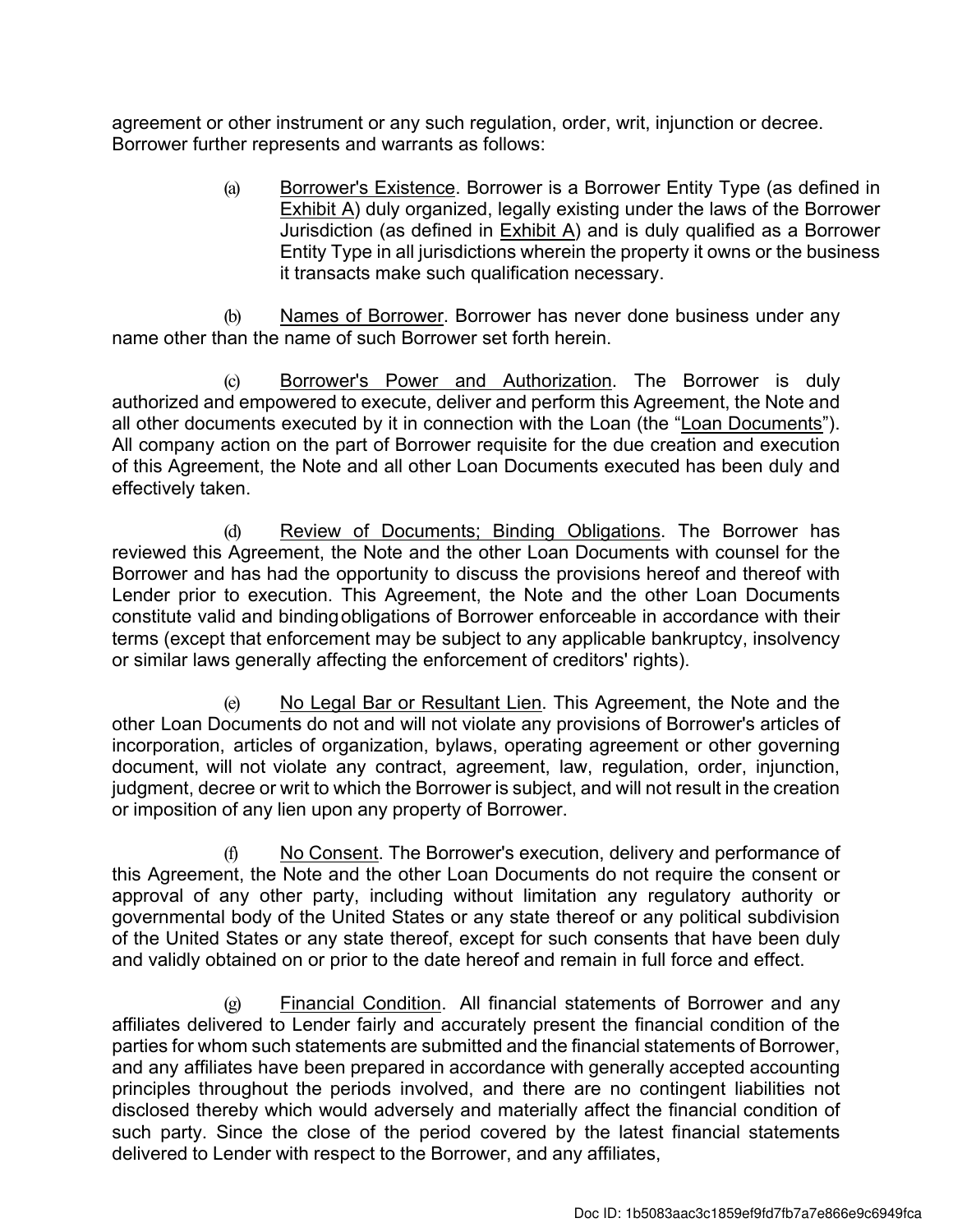agreement or other instrument or any such regulation, order, writ, injunction or decree. Borrower further represents and warrants as follows:

(a) Borrower's Existence. Borrower is a Borrower Entity Type (as defined in Exhibit A) duly organized, legally existing under the laws of the Borrower Jurisdiction (as defined in Exhibit A) and is duly qualified as a Borrower Entity Type in all jurisdictions wherein the property it owns or the business it transacts make such qualification necessary.

(b) Names of Borrower. Borrower has never done business under any name other than the name of such Borrower set forth herein.

(c) Borrower's Power and Authorization. The Borrower is duly authorized and empowered to execute, deliver and perform this Agreement, the Note and all other documents executed by it in connection with the Loan (the "Loan Documents"). All company action on the part of Borrower requisite for the due creation and execution of this Agreement, the Note and all other Loan Documents executed has been duly and effectively taken.

(d) Review of Documents; Binding Obligations. The Borrower has reviewed this Agreement, the Note and the other Loan Documents with counsel for the Borrower and has had the opportunity to discuss the provisions hereof and thereof with Lender prior to execution. This Agreement, the Note and the other Loan Documents constitute valid and binding obligations of Borrower enforceable in accordance with their terms (except that enforcement may be subject to any applicable bankruptcy, insolvency or similar laws generally affecting the enforcement of creditors' rights).

(e) No Legal Bar or Resultant Lien. This Agreement, the Note and the other Loan Documents do not and will not violate any provisions of Borrower's articles of incorporation, articles of organization, bylaws, operating agreement or other governing document, will not violate any contract, agreement, law, regulation, order, injunction, judgment, decree or writ to which the Borrower is subject, and will not result in the creation or imposition of any lien upon any property of Borrower.

(f) No Consent. The Borrower's execution, delivery and performance of this Agreement, the Note and the other Loan Documents do not require the consent or approval of any other party, including without limitation any regulatory authority or governmental body of the United States or any state thereof or any political subdivision of the United States or any state thereof, except for such consents that have been duly and validly obtained on or prior to the date hereof and remain in full force and effect.

(g) Financial Condition. All financial statements of Borrower and any affiliates delivered to Lender fairly and accurately present the financial condition of the parties for whom such statements are submitted and the financial statements of Borrower, and any affiliates have been prepared in accordance with generally accepted accounting principles throughout the periods involved, and there are no contingent liabilities not disclosed thereby which would adversely and materially affect the financial condition of such party. Since the close of the period covered by the latest financial statements delivered to Lender with respect to the Borrower, and any affiliates,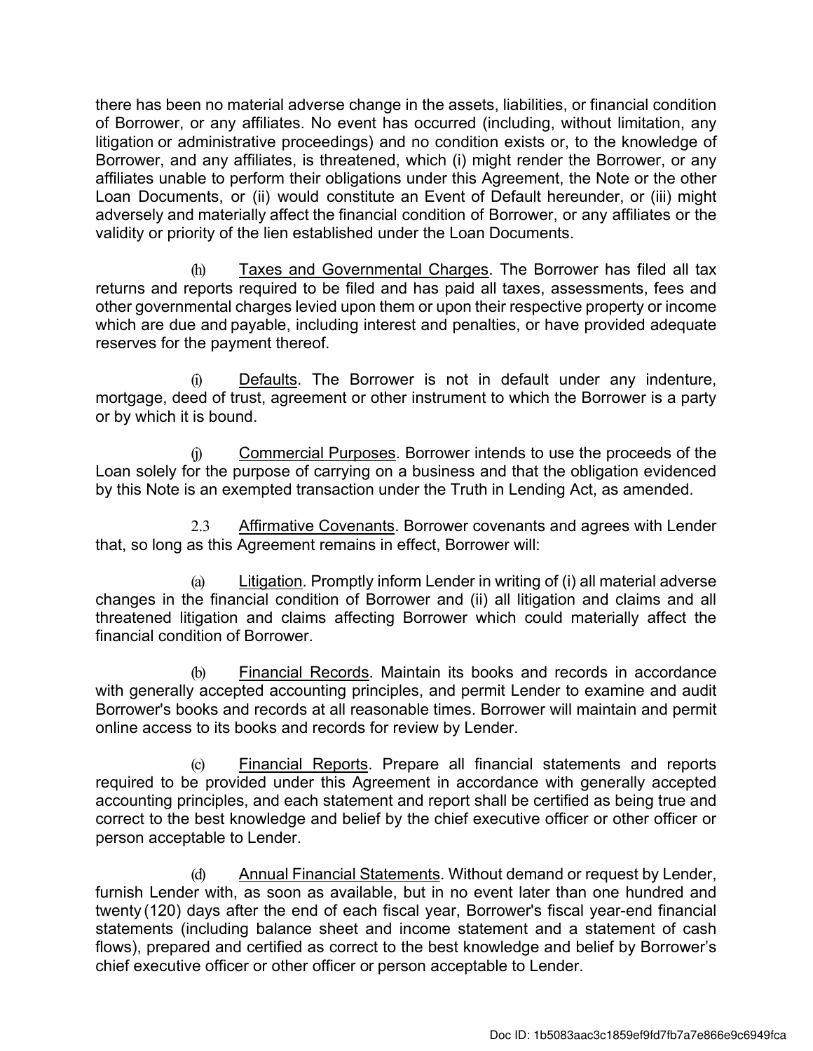there has been no material adverse change in the assets, liabilities, or financial condition of Borrower, or any affiliates. No event has occurred (including, without limitation, any litigation or administrative proceedings) and no condition exists or, to the knowledge of Borrower, and any affiliates, is threatened, which (i) might render the Borrower, or any affiliates unable to perform their obligations under this Agreement, the Note or the other Loan Documents, or (ii) would constitute an Event of Default hereunder, or (iii) might adversely and materially affect the financial condition of Borrower, or any affiliates or the validity or priority of the lien established under the Loan Documents.

(h) Taxes and Governmental Charges. The Borrower has filed all tax returns and reports required to be filed and has paid all taxes, assessments, fees and other governmental charges levied upon them or upon their respective property or income which are due and payable, including interest and penalties, or have provided adequate reserves for the payment thereof.

(i) Defaults. The Borrower is not in default under any indenture, mortgage, deed of trust, agreement or other instrument to which the Borrower is a party or by which it is bound.

(j) Commercial Purposes. Borrower intends to use the proceeds of the Loan solely for the purpose of carrying on a business and that the obligation evidenced by this Note is an exempted transaction under the Truth in Lending Act, as amended.

2.3 Affirmative Covenants. Borrower covenants and agrees with Lender that, so long as this Agreement remains in effect, Borrower will:

(a) Litigation. Promptly inform Lender in writing of (i) all material adverse changes in the financial condition of Borrower and (ii) all litigation and claims and all threatened litigation and claims affecting Borrower which could materially affect the financial condition of Borrower.

(b) Financial Records. Maintain its books and records in accordance with generally accepted accounting principles, and permit Lender to examine and audit Borrower's books and records at all reasonable times. Borrower will maintain and permit online access to its books and records for review by Lender.

(c) Financial Reports. Prepare all financial statements and reports required to be provided under this Agreement in accordance with generally accepted accounting principles, and each statement and report shall be certified as being true and correct to the best knowledge and belief by the chief executive officer or other officer or person acceptable to Lender.

(d) Annual Financial Statements. Without demand or request by Lender, furnish Lender with, as soon as available, but in no event later than one hundred and twenty (120) days after the end of each fiscal year, Borrower's fiscal year-end financial statements (including balance sheet and income statement and a statement of cash flows), prepared and certified as correct to the best knowledge and belief by Borrower's chief executive officer or other officer or person acceptable to Lender.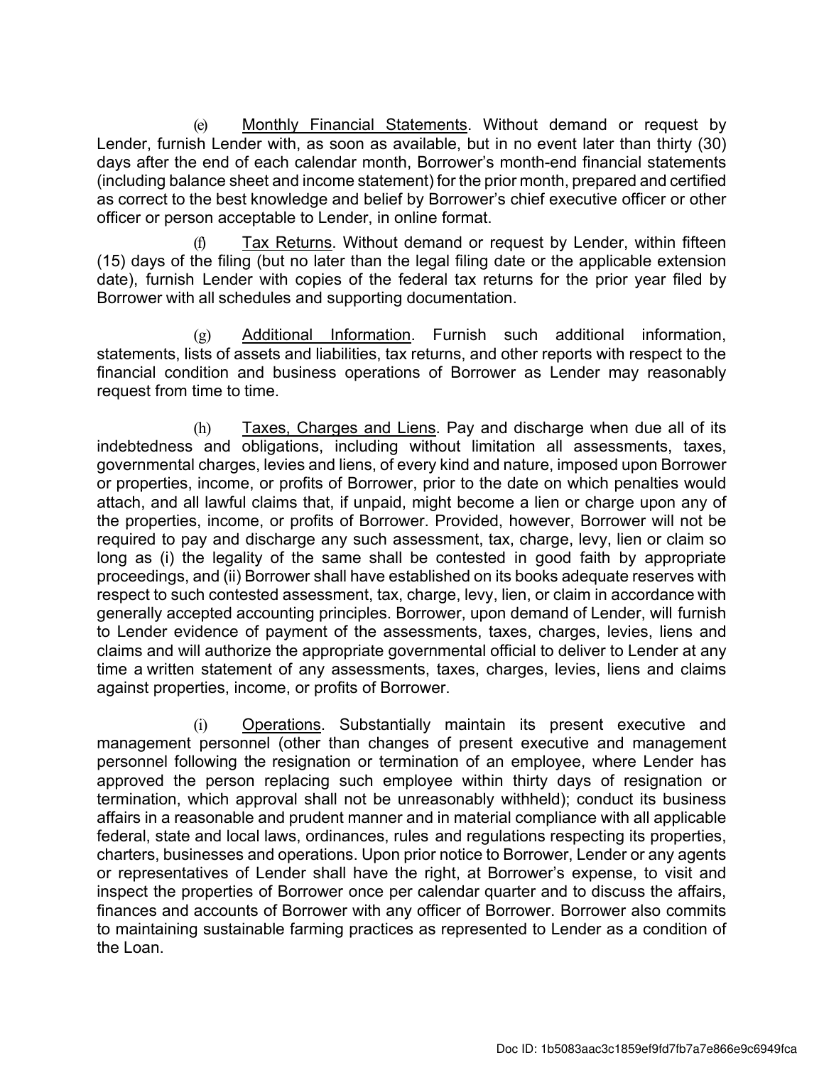(e) Monthly Financial Statements. Without demand or request by Lender, furnish Lender with, as soon as available, but in no event later than thirty (30) days after the end of each calendar month, Borrower's month-end financial statements (including balance sheet and income statement) for the prior month, prepared and certified as correct to the best knowledge and belief by Borrower's chief executive officer or other officer or person acceptable to Lender, in online format.

(f) Tax Returns. Without demand or request by Lender, within fifteen (15) days of the filing (but no later than the legal filing date or the applicable extension date), furnish Lender with copies of the federal tax returns for the prior year filed by Borrower with all schedules and supporting documentation.

(g) Additional Information. Furnish such additional information, statements, lists of assets and liabilities, tax returns, and other reports with respect to the financial condition and business operations of Borrower as Lender may reasonably request from time to time.

(h) Taxes, Charges and Liens. Pay and discharge when due all of its indebtedness and obligations, including without limitation all assessments, taxes, governmental charges, levies and liens, of every kind and nature, imposed upon Borrower or properties, income, or profits of Borrower, prior to the date on which penalties would attach, and all lawful claims that, if unpaid, might become a lien or charge upon any of the properties, income, or profits of Borrower. Provided, however, Borrower will not be required to pay and discharge any such assessment, tax, charge, levy, lien or claim so long as (i) the legality of the same shall be contested in good faith by appropriate proceedings, and (ii) Borrower shall have established on its books adequate reserves with respect to such contested assessment, tax, charge, levy, lien, or claim in accordance with generally accepted accounting principles. Borrower, upon demand of Lender, will furnish to Lender evidence of payment of the assessments, taxes, charges, levies, liens and claims and will authorize the appropriate governmental official to deliver to Lender at any time a written statement of any assessments, taxes, charges, levies, liens and claims against properties, income, or profits of Borrower.

(i) Operations. Substantially maintain its present executive and management personnel (other than changes of present executive and management personnel following the resignation or termination of an employee, where Lender has approved the person replacing such employee within thirty days of resignation or termination, which approval shall not be unreasonably withheld); conduct its business affairs in a reasonable and prudent manner and in material compliance with all applicable federal, state and local laws, ordinances, rules and regulations respecting its properties, charters, businesses and operations. Upon prior notice to Borrower, Lender or any agents or representatives of Lender shall have the right, at Borrower's expense, to visit and inspect the properties of Borrower once per calendar quarter and to discuss the affairs, finances and accounts of Borrower with any officer of Borrower. Borrower also commits to maintaining sustainable farming practices as represented to Lender as a condition of the Loan.

Doc ID: 1b5083aac3c1859ef9fd7fb7a7e866e9c6949fca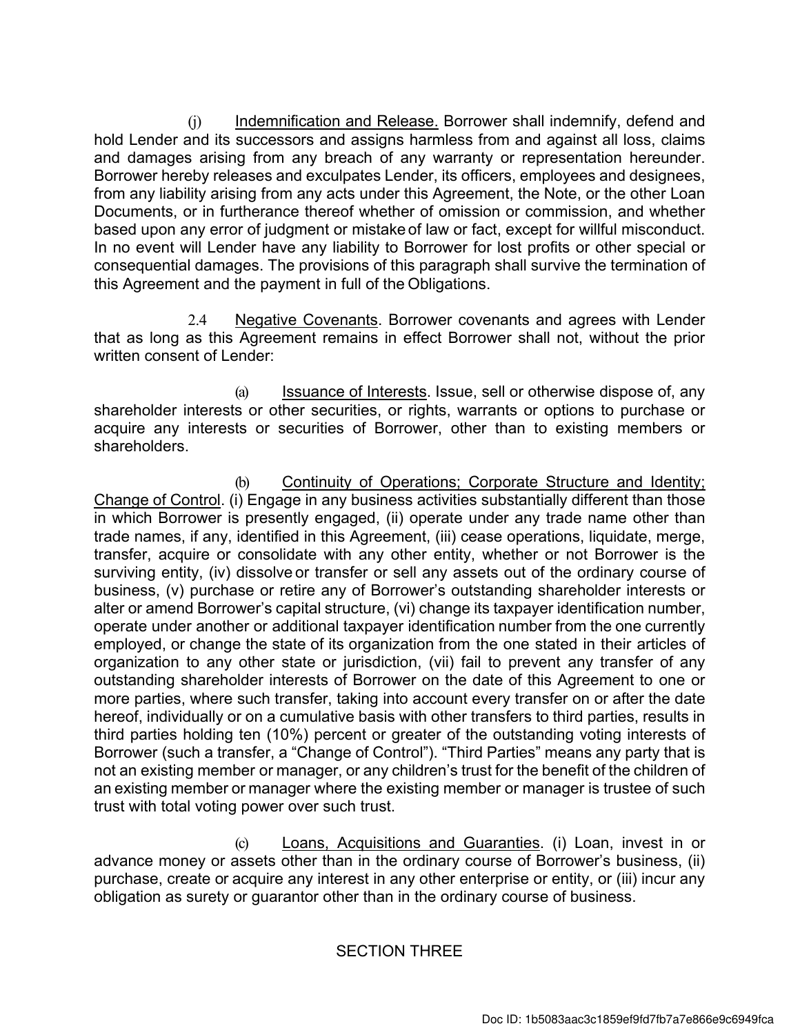(j) <u>Indemnification and Release.</u> Borrower shall indemnify, defend and hold Lender and its successors and assigns harmless from and against all loss, claims and damages arising from any breach of any warranty or representation hereunder. Borrower hereby releases and exculpates Lender, its officers, employees and designees, from any liability arising from any acts under this Agreement, the Note, or the other Loan Documents, or in furtherance thereof whether of omission or commission, and whether based upon any error of judgment or mistake of law or fact, except for willful misconduct. In no event will Lender have any liability to Borrower for lost profits or other special or consequential damages. The provisions of this paragraph shall survive the termination of this Agreement and the payment in full of the Obligations.

2.4 <u>Negative Covenants</u>. Borrower covenants and agrees with Lender that as long as this Agreement remains in effect Borrower shall not, without the prior written consent of Lender:

(a) <u>Issuance of Interests</u>. Issue, sell or otherwise dispose of, any shareholder interests or other securities, or rights, warrants or options to purchase or acquire any interests or securities of Borrower, other than to existing members or shareholders.

(b) <u>Continuity of Operations; Corporate Structure and Identity; Change of Control</u>. (i) Engage in any business activities substantially different than those in which Borrower is presently engaged, (ii) operate under any trade name other than trade names, if any, identified in this Agreement, (iii) cease operations, liquidate, merge, transfer, acquire or consolidate with any other entity, whether or not Borrower is the surviving entity, (iv) dissolve or transfer or sell any assets out of the ordinary course of business, (v) purchase or retire any of Borrower's outstanding shareholder interests or alter or amend Borrower's capital structure, (vi) change its taxpayer identification number, operate under another or additional taxpayer identification number from the one currently employed, or change the state of its organization from the one stated in their articles of organization to any other state or jurisdiction, (vii) fail to prevent any transfer of any outstanding shareholder interests of Borrower on the date of this Agreement to one or more parties, where such transfer, taking into account every transfer on or after the date hereof, individually or on a cumulative basis with other transfers to third parties, results in third parties holding ten (10%) percent or greater of the outstanding voting interests of Borrower (such a transfer, a "Change of Control"). "Third Parties" means any party that is not an existing member or manager, or any children's trust for the benefit of the children of an existing member or manager where the existing member or manager is trustee of such trust with total voting power over such trust.

(c) <u>Loans, Acquisitions and Guaranties</u>. (i) Loan, invest in or advance money or assets other than in the ordinary course of Borrower's business, (ii) purchase, create or acquire any interest in any other enterprise or entity, or (iii) incur any obligation as surety or guarantor other than in the ordinary course of business.

## SECTION THREE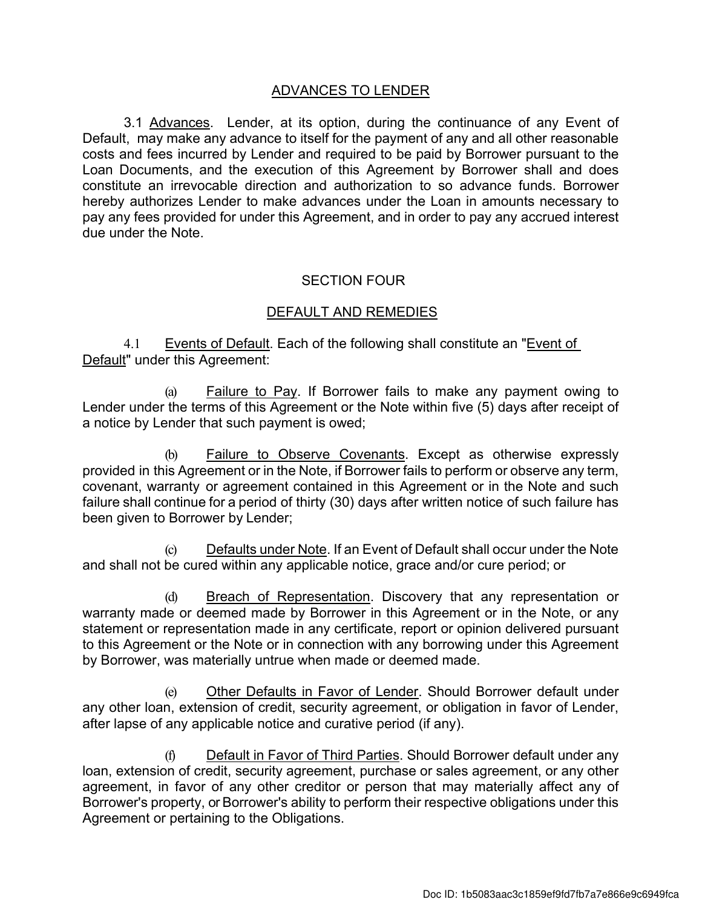## ADVANCES TO LENDER

3.1 Advances. Lender, at its option, during the continuance of any Event of Default, may make any advance to itself for the payment of any and all other reasonable costs and fees incurred by Lender and required to be paid by Borrower pursuant to the Loan Documents, and the execution of this Agreement by Borrower shall and does constitute an irrevocable direction and authorization to so advance funds. Borrower hereby authorizes Lender to make advances under the Loan in amounts necessary to pay any fees provided for under this Agreement, and in order to pay any accrued interest due under the Note.

## SECTION FOUR

## DEFAULT AND REMEDIES

4.1 Events of Default. Each of the following shall constitute an "Event of Default" under this Agreement:

(a) Failure to Pay. If Borrower fails to make any payment owing to Lender under the terms of this Agreement or the Note within five (5) days after receipt of a notice by Lender that such payment is owed;

(b) Failure to Observe Covenants. Except as otherwise expressly provided in this Agreement or in the Note, if Borrower fails to perform or observe any term, covenant, warranty or agreement contained in this Agreement or in the Note and such failure shall continue for a period of thirty (30) days after written notice of such failure has been given to Borrower by Lender;

(c) Defaults under Note. If an Event of Default shall occur under the Note and shall not be cured within any applicable notice, grace and/or cure period; or

(d) Breach of Representation. Discovery that any representation or warranty made or deemed made by Borrower in this Agreement or in the Note, or any statement or representation made in any certificate, report or opinion delivered pursuant to this Agreement or the Note or in connection with any borrowing under this Agreement by Borrower, was materially untrue when made or deemed made.

(e) Other Defaults in Favor of Lender. Should Borrower default under any other loan, extension of credit, security agreement, or obligation in favor of Lender, after lapse of any applicable notice and curative period (if any).

(f) Default in Favor of Third Parties. Should Borrower default under any loan, extension of credit, security agreement, purchase or sales agreement, or any other agreement, in favor of any other creditor or person that may materially affect any of Borrower's property, or Borrower's ability to perform their respective obligations under this Agreement or pertaining to the Obligations.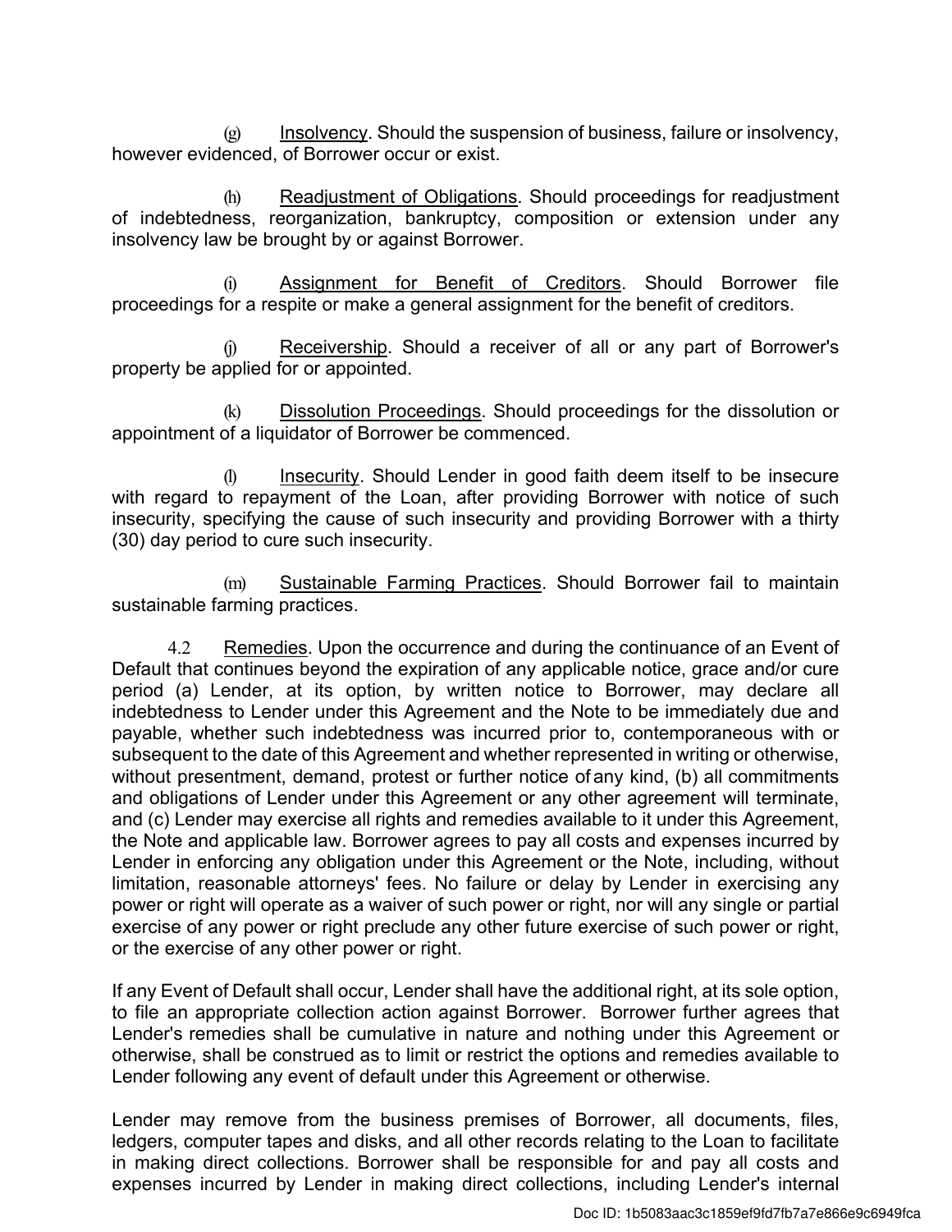(g) Insolvency. Should the suspension of business, failure or insolvency, however evidenced, of Borrower occur or exist.

(h) Readjustment of Obligations. Should proceedings for readjustment of indebtedness, reorganization, bankruptcy, composition or extension under any insolvency law be brought by or against Borrower.

(i) Assignment for Benefit of Creditors. Should Borrower file proceedings for a respite or make a general assignment for the benefit of creditors.

(j) Receivership. Should a receiver of all or any part of Borrower's property be applied for or appointed.

(k) Dissolution Proceedings. Should proceedings for the dissolution or appointment of a liquidator of Borrower be commenced.

(l) Insecurity. Should Lender in good faith deem itself to be insecure with regard to repayment of the Loan, after providing Borrower with notice of such insecurity, specifying the cause of such insecurity and providing Borrower with a thirty (30) day period to cure such insecurity.

(m) Sustainable Farming Practices. Should Borrower fail to maintain sustainable farming practices.

4.2 Remedies. Upon the occurrence and during the continuance of an Event of Default that continues beyond the expiration of any applicable notice, grace and/or cure period (a) Lender, at its option, by written notice to Borrower, may declare all indebtedness to Lender under this Agreement and the Note to be immediately due and payable, whether such indebtedness was incurred prior to, contemporaneous with or subsequent to the date of this Agreement and whether represented in writing or otherwise, without presentment, demand, protest or further notice of any kind, (b) all commitments and obligations of Lender under this Agreement or any other agreement will terminate, and (c) Lender may exercise all rights and remedies available to it under this Agreement, the Note and applicable law. Borrower agrees to pay all costs and expenses incurred by Lender in enforcing any obligation under this Agreement or the Note, including, without limitation, reasonable attorneys' fees. No failure or delay by Lender in exercising any power or right will operate as a waiver of such power or right, nor will any single or partial exercise of any power or right preclude any other future exercise of such power or right, or the exercise of any other power or right.

If any Event of Default shall occur, Lender shall have the additional right, at its sole option, to file an appropriate collection action against Borrower. Borrower further agrees that Lender's remedies shall be cumulative in nature and nothing under this Agreement or otherwise, shall be construed as to limit or restrict the options and remedies available to Lender following any event of default under this Agreement or otherwise.

Lender may remove from the business premises of Borrower, all documents, files, ledgers, computer tapes and disks, and all other records relating to the Loan to facilitate in making direct collections. Borrower shall be responsible for and pay all costs and expenses incurred by Lender in making direct collections, including Lender's internal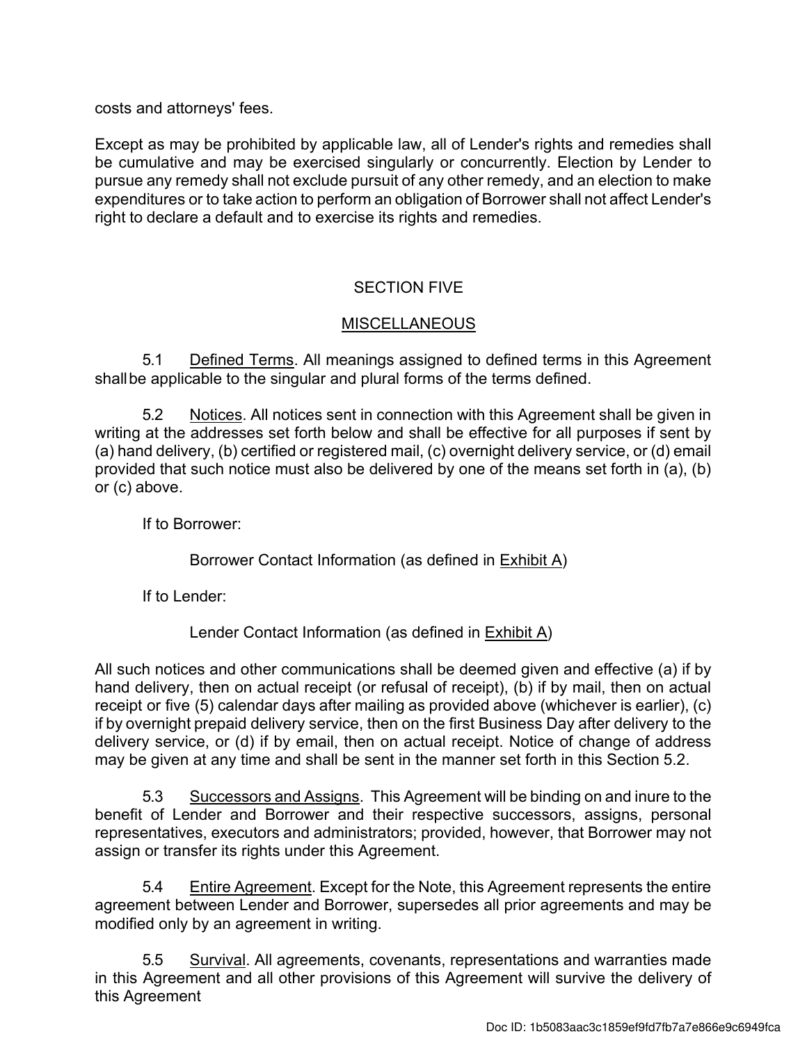costs and attorneys' fees.

Except as may be prohibited by applicable law, all of Lender's rights and remedies shall be cumulative and may be exercised singularly or concurrently. Election by Lender to pursue any remedy shall not exclude pursuit of any other remedy, and an election to make expenditures or to take action to perform an obligation of Borrower shall not affect Lender's right to declare a default and to exercise its rights and remedies.

## SECTION FIVE

## MISCELLANEOUS

5.1 Defined Terms. All meanings assigned to defined terms in this Agreement shall be applicable to the singular and plural forms of the terms defined.

5.2 Notices. All notices sent in connection with this Agreement shall be given in writing at the addresses set forth below and shall be effective for all purposes if sent by (a) hand delivery, (b) certified or registered mail, (c) overnight delivery service, or (d) email provided that such notice must also be delivered by one of the means set forth in (a), (b) or (c) above.

If to Borrower:

Borrower Contact Information (as defined in Exhibit A)

If to Lender:

Lender Contact Information (as defined in Exhibit A)

All such notices and other communications shall be deemed given and effective (a) if by hand delivery, then on actual receipt (or refusal of receipt), (b) if by mail, then on actual receipt or five (5) calendar days after mailing as provided above (whichever is earlier), (c) if by overnight prepaid delivery service, then on the first Business Day after delivery to the delivery service, or (d) if by email, then on actual receipt. Notice of change of address may be given at any time and shall be sent in the manner set forth in this Section 5.2.

5.3 Successors and Assigns. This Agreement will be binding on and inure to the benefit of Lender and Borrower and their respective successors, assigns, personal representatives, executors and administrators; provided, however, that Borrower may not assign or transfer its rights under this Agreement.

5.4 Entire Agreement. Except for the Note, this Agreement represents the entire agreement between Lender and Borrower, supersedes all prior agreements and may be modified only by an agreement in writing.

5.5 Survival. All agreements, covenants, representations and warranties made in this Agreement and all other provisions of this Agreement will survive the delivery of this Agreement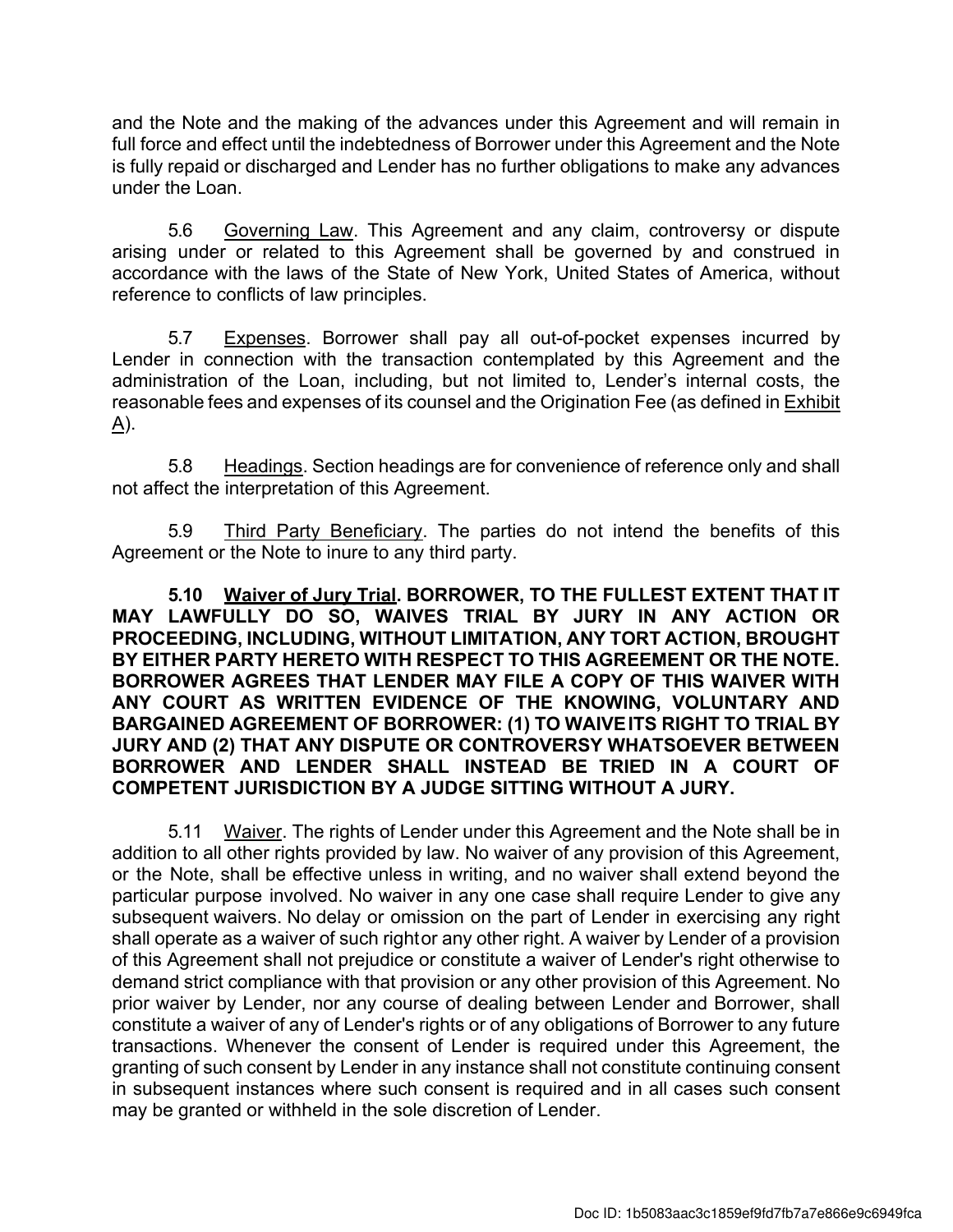and the Note and the making of the advances under this Agreement and will remain in full force and effect until the indebtedness of Borrower under this Agreement and the Note is fully repaid or discharged and Lender has no further obligations to make any advances under the Loan.

5.6 Governing Law. This Agreement and any claim, controversy or dispute arising under or related to this Agreement shall be governed by and construed in accordance with the laws of the State of New York, United States of America, without reference to conflicts of law principles.

5.7 Expenses. Borrower shall pay all out-of-pocket expenses incurred by Lender in connection with the transaction contemplated by this Agreement and the administration of the Loan, including, but not limited to, Lender's internal costs, the reasonable fees and expenses of its counsel and the Origination Fee (as defined in Exhibit A).

5.8 Headings. Section headings are for convenience of reference only and shall not affect the interpretation of this Agreement.

5.9 Third Party Beneficiary. The parties do not intend the benefits of this Agreement or the Note to inure to any third party.

**5.10 Waiver of Jury Trial. BORROWER, TO THE FULLEST EXTENT THAT IT MAY LAWFULLY DO SO, WAIVES TRIAL BY JURY IN ANY ACTION OR PROCEEDING, INCLUDING, WITHOUT LIMITATION, ANY TORT ACTION, BROUGHT BY EITHER PARTY HERETO WITH RESPECT TO THIS AGREEMENT OR THE NOTE. BORROWER AGREES THAT LENDER MAY FILE A COPY OF THIS WAIVER WITH ANY COURT AS WRITTEN EVIDENCE OF THE KNOWING, VOLUNTARY AND BARGAINED AGREEMENT OF BORROWER: (1) TO WAIVE ITS RIGHT TO TRIAL BY JURY AND (2) THAT ANY DISPUTE OR CONTROVERSY WHATSOEVER BETWEEN BORROWER AND LENDER SHALL INSTEAD BE TRIED IN A COURT OF COMPETENT JURISDICTION BY A JUDGE SITTING WITHOUT A JURY.**

5.11 Waiver. The rights of Lender under this Agreement and the Note shall be in addition to all other rights provided by law. No waiver of any provision of this Agreement, or the Note, shall be effective unless in writing, and no waiver shall extend beyond the particular purpose involved. No waiver in any one case shall require Lender to give any subsequent waivers. No delay or omission on the part of Lender in exercising any right shall operate as a waiver of such right or any other right. A waiver by Lender of a provision of this Agreement shall not prejudice or constitute a waiver of Lender's right otherwise to demand strict compliance with that provision or any other provision of this Agreement. No prior waiver by Lender, nor any course of dealing between Lender and Borrower, shall constitute a waiver of any of Lender's rights or of any obligations of Borrower to any future transactions. Whenever the consent of Lender is required under this Agreement, the granting of such consent by Lender in any instance shall not constitute continuing consent in subsequent instances where such consent is required and in all cases such consent may be granted or withheld in the sole discretion of Lender.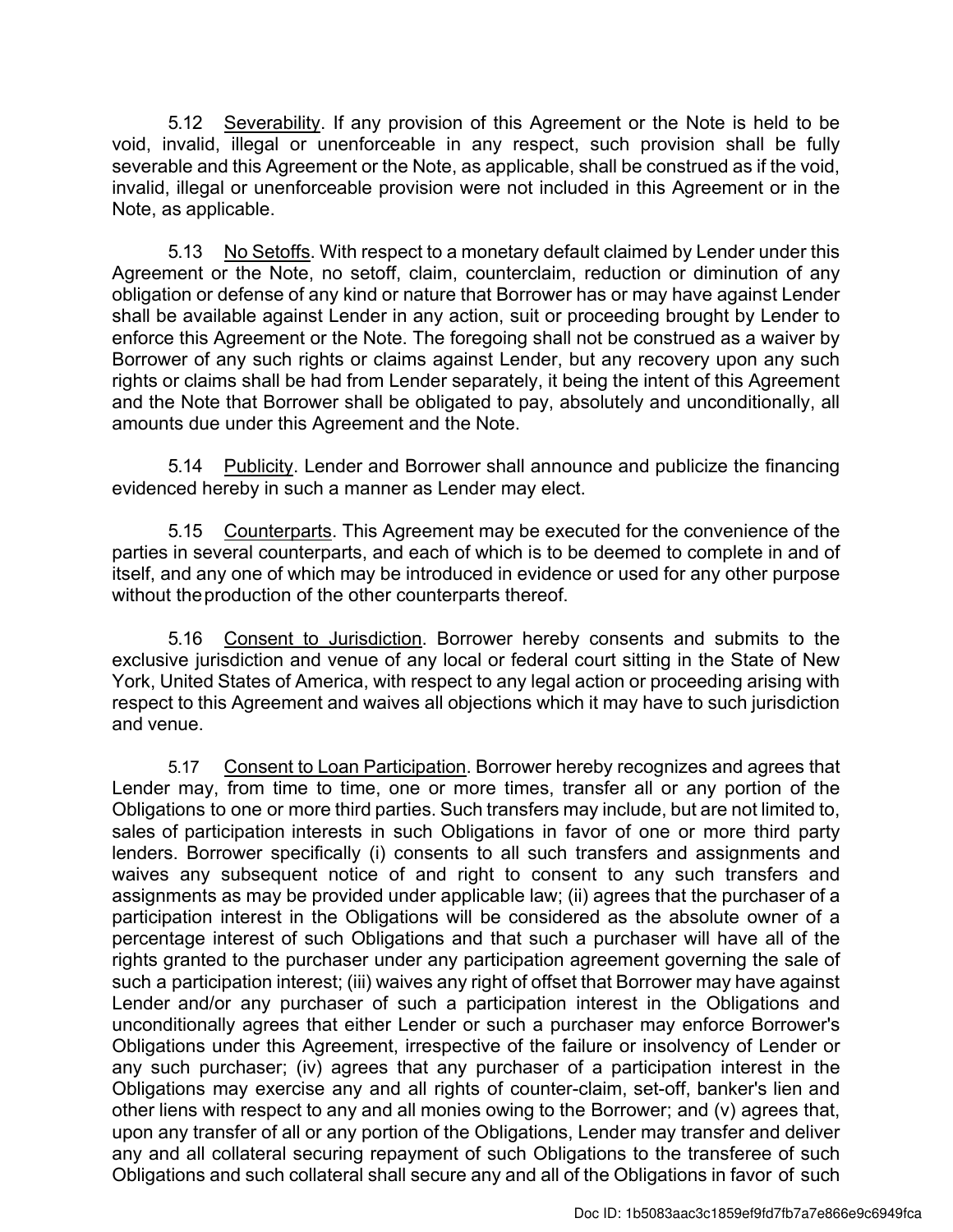5.12 Severability. If any provision of this Agreement or the Note is held to be void, invalid, illegal or unenforceable in any respect, such provision shall be fully severable and this Agreement or the Note, as applicable, shall be construed as if the void, invalid, illegal or unenforceable provision were not included in this Agreement or in the Note, as applicable.

5.13 No Setoffs. With respect to a monetary default claimed by Lender under this Agreement or the Note, no setoff, claim, counterclaim, reduction or diminution of any obligation or defense of any kind or nature that Borrower has or may have against Lender shall be available against Lender in any action, suit or proceeding brought by Lender to enforce this Agreement or the Note. The foregoing shall not be construed as a waiver by Borrower of any such rights or claims against Lender, but any recovery upon any such rights or claims shall be had from Lender separately, it being the intent of this Agreement and the Note that Borrower shall be obligated to pay, absolutely and unconditionally, all amounts due under this Agreement and the Note.

5.14 Publicity. Lender and Borrower shall announce and publicize the financing evidenced hereby in such a manner as Lender may elect.

5.15 Counterparts. This Agreement may be executed for the convenience of the parties in several counterparts, and each of which is to be deemed to complete in and of itself, and any one of which may be introduced in evidence or used for any other purpose without the production of the other counterparts thereof.

5.16 Consent to Jurisdiction. Borrower hereby consents and submits to the exclusive jurisdiction and venue of any local or federal court sitting in the State of New York, United States of America, with respect to any legal action or proceeding arising with respect to this Agreement and waives all objections which it may have to such jurisdiction and venue.

5.17 Consent to Loan Participation. Borrower hereby recognizes and agrees that Lender may, from time to time, one or more times, transfer all or any portion of the Obligations to one or more third parties. Such transfers may include, but are not limited to, sales of participation interests in such Obligations in favor of one or more third party lenders. Borrower specifically (i) consents to all such transfers and assignments and waives any subsequent notice of and right to consent to any such transfers and assignments as may be provided under applicable law; (ii) agrees that the purchaser of a participation interest in the Obligations will be considered as the absolute owner of a percentage interest of such Obligations and that such a purchaser will have all of the rights granted to the purchaser under any participation agreement governing the sale of such a participation interest; (iii) waives any right of offset that Borrower may have against Lender and/or any purchaser of such a participation interest in the Obligations and unconditionally agrees that either Lender or such a purchaser may enforce Borrower's Obligations under this Agreement, irrespective of the failure or insolvency of Lender or any such purchaser; (iv) agrees that any purchaser of a participation interest in the Obligations may exercise any and all rights of counter-claim, set-off, banker's lien and other liens with respect to any and all monies owing to the Borrower; and (v) agrees that, upon any transfer of all or any portion of the Obligations, Lender may transfer and deliver any and all collateral securing repayment of such Obligations to the transferee of such Obligations and such collateral shall secure any and all of the Obligations in favor of such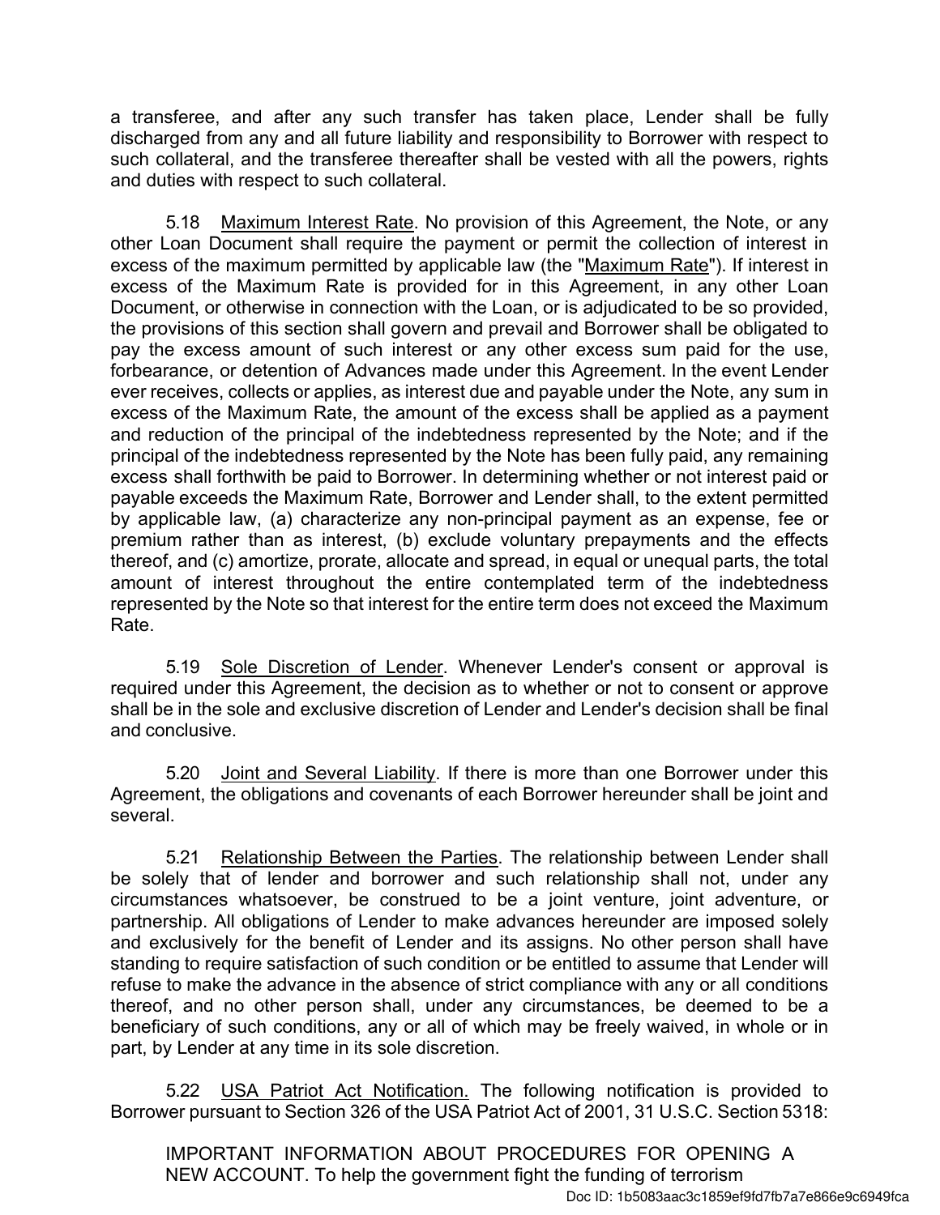a transferee, and after any such transfer has taken place, Lender shall be fully discharged from any and all future liability and responsibility to Borrower with respect to such collateral, and the transferee thereafter shall be vested with all the powers, rights and duties with respect to such collateral.

5.18 Maximum Interest Rate. No provision of this Agreement, the Note, or any other Loan Document shall require the payment or permit the collection of interest in excess of the maximum permitted by applicable law (the "Maximum Rate"). If interest in excess of the Maximum Rate is provided for in this Agreement, in any other Loan Document, or otherwise in connection with the Loan, or is adjudicated to be so provided, the provisions of this section shall govern and prevail and Borrower shall be obligated to pay the excess amount of such interest or any other excess sum paid for the use, forbearance, or detention of Advances made under this Agreement. In the event Lender ever receives, collects or applies, as interest due and payable under the Note, any sum in excess of the Maximum Rate, the amount of the excess shall be applied as a payment and reduction of the principal of the indebtedness represented by the Note; and if the principal of the indebtedness represented by the Note has been fully paid, any remaining excess shall forthwith be paid to Borrower. In determining whether or not interest paid or payable exceeds the Maximum Rate, Borrower and Lender shall, to the extent permitted by applicable law, (a) characterize any non-principal payment as an expense, fee or premium rather than as interest, (b) exclude voluntary prepayments and the effects thereof, and (c) amortize, prorate, allocate and spread, in equal or unequal parts, the total amount of interest throughout the entire contemplated term of the indebtedness represented by the Note so that interest for the entire term does not exceed the Maximum Rate.

5.19 Sole Discretion of Lender. Whenever Lender's consent or approval is required under this Agreement, the decision as to whether or not to consent or approve shall be in the sole and exclusive discretion of Lender and Lender's decision shall be final and conclusive.

5.20 Joint and Several Liability. If there is more than one Borrower under this Agreement, the obligations and covenants of each Borrower hereunder shall be joint and several.

5.21 Relationship Between the Parties. The relationship between Lender shall be solely that of lender and borrower and such relationship shall not, under any circumstances whatsoever, be construed to be a joint venture, joint adventure, or partnership. All obligations of Lender to make advances hereunder are imposed solely and exclusively for the benefit of Lender and its assigns. No other person shall have standing to require satisfaction of such condition or be entitled to assume that Lender will refuse to make the advance in the absence of strict compliance with any or all conditions thereof, and no other person shall, under any circumstances, be deemed to be a beneficiary of such conditions, any or all of which may be freely waived, in whole or in part, by Lender at any time in its sole discretion.

5.22 USA Patriot Act Notification. The following notification is provided to Borrower pursuant to Section 326 of the USA Patriot Act of 2001, 31 U.S.C. Section 5318:

> IMPORTANT INFORMATION ABOUT PROCEDURES FOR OPENING A NEW ACCOUNT. To help the government fight the funding of terrorism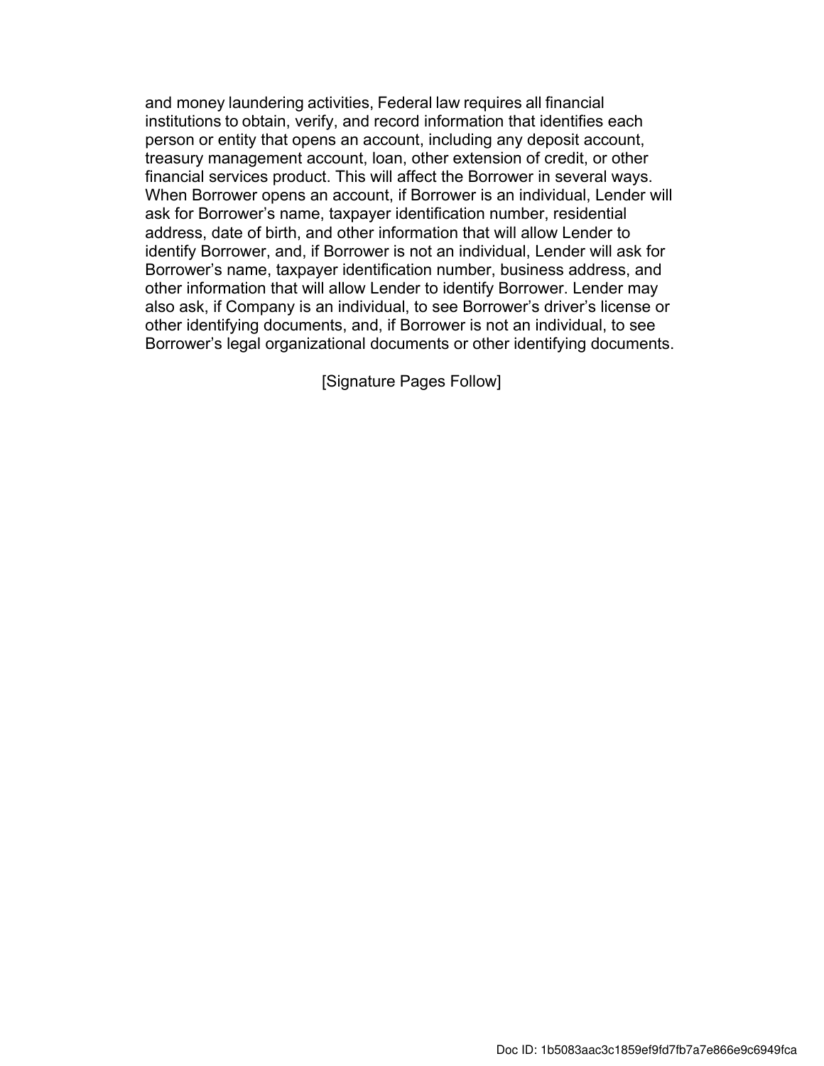and money laundering activities, Federal law requires all financial institutions to obtain, verify, and record information that identifies each person or entity that opens an account, including any deposit account, treasury management account, loan, other extension of credit, or other financial services product. This will affect the Borrower in several ways. When Borrower opens an account, if Borrower is an individual, Lender will ask for Borrower's name, taxpayer identification number, residential address, date of birth, and other information that will allow Lender to identify Borrower, and, if Borrower is not an individual, Lender will ask for Borrower's name, taxpayer identification number, business address, and other information that will allow Lender to identify Borrower. Lender may also ask, if Company is an individual, to see Borrower's driver's license or other identifying documents, and, if Borrower is not an individual, to see Borrower's legal organizational documents or other identifying documents.

[Signature Pages Follow]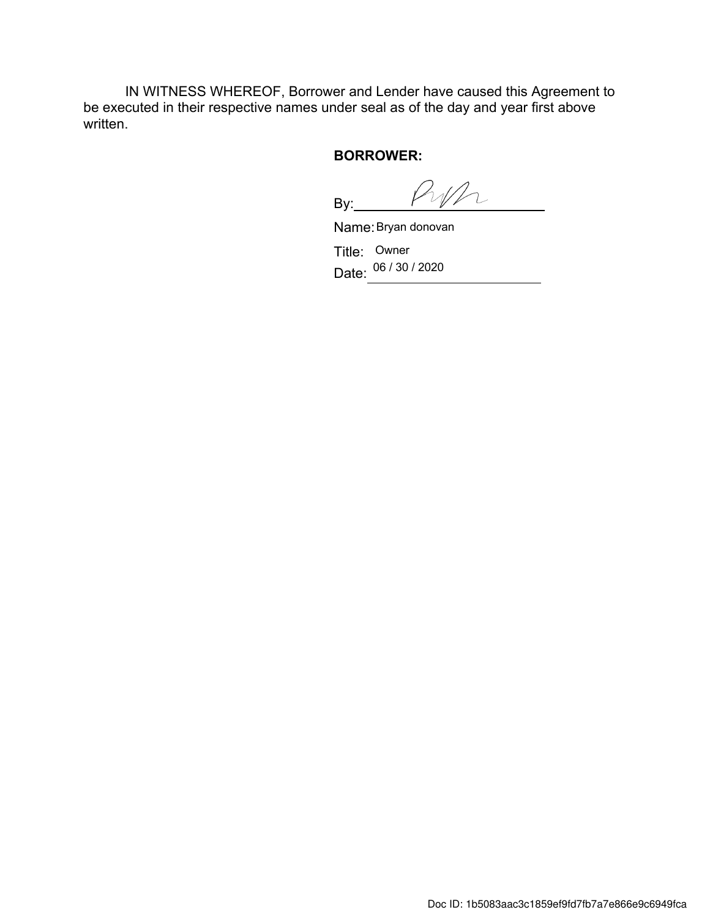IN WITNESS WHEREOF, Borrower and Lender have caused this Agreement to be executed in their respective names under seal as of the day and year first above written.

**BORROWER:**

By: ______________________

Name: Bryan donovan

Title: Owner

Date: 06 / 30 / 2020

Doc ID: 1b5083aac3c1859ef9fd7fb7a7e866e9c6949fca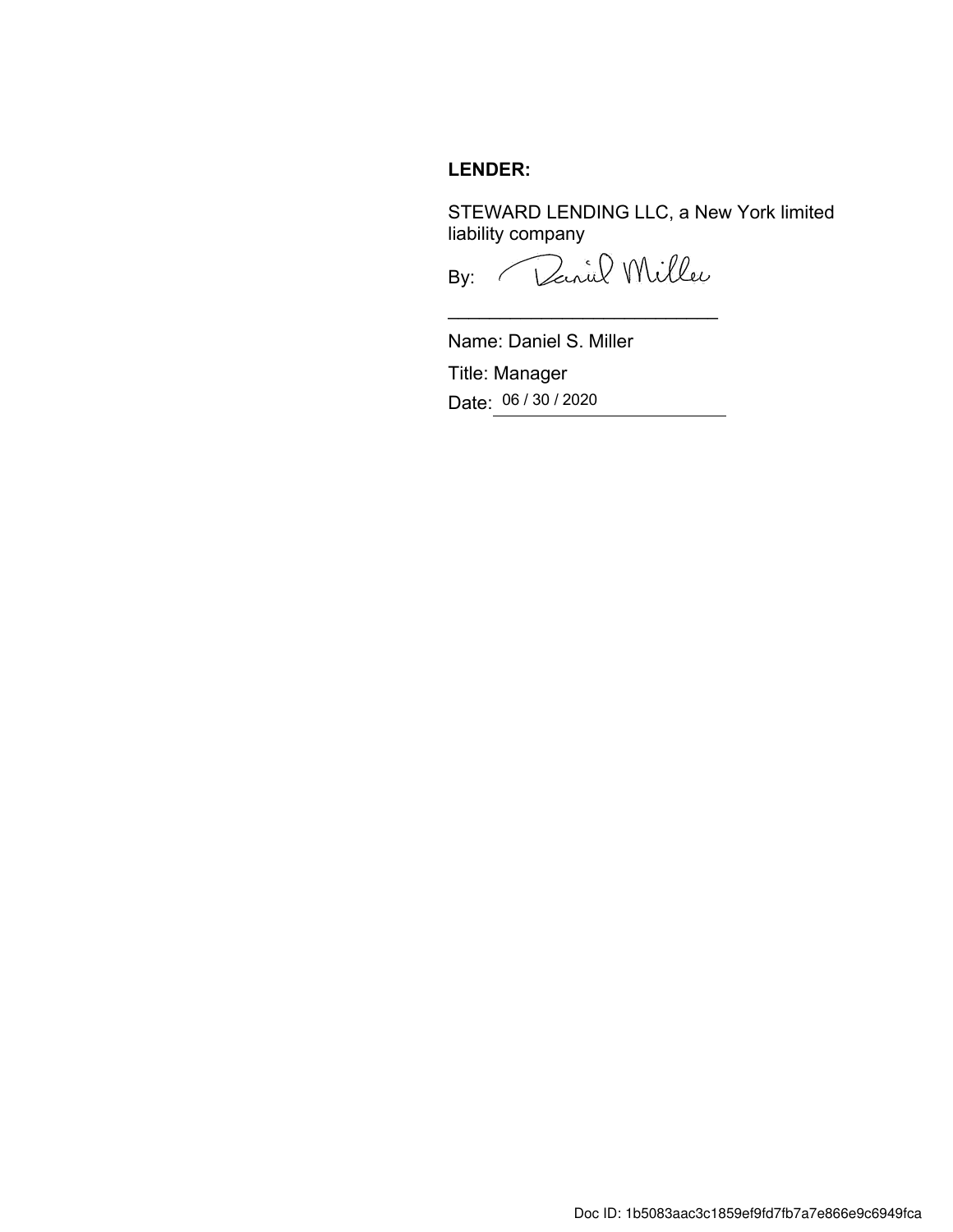**LENDER:**

STEWARD LENDING LLC, a New York limited liability company

By: Daniel Miller

\_\_\_\_\_\_\_\_\_\_\_\_\_\_\_\_\_\_\_\_\_\_\_\_\_\_\_\_

Name: Daniel S. Miller

Title: Manager

Date: 06 / 30 / 2020

Doc ID: 1b5083aac3c1859ef9fd7fb7a7e866e9c6949fca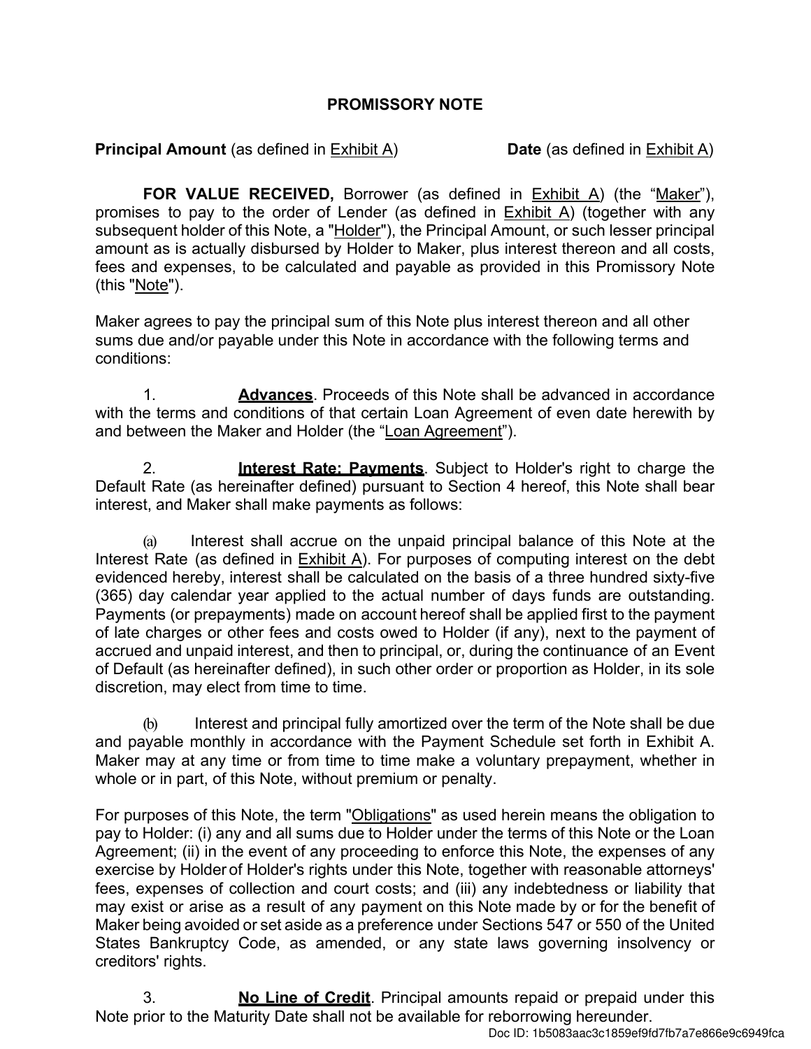## PROMISSORY NOTE

**Principal Amount** (as defined in Exhibit A) **Date** (as defined in Exhibit A)

**FOR VALUE RECEIVED,** Borrower (as defined in Exhibit A) (the "Maker"), promises to pay to the order of Lender (as defined in Exhibit A) (together with any subsequent holder of this Note, a "Holder"), the Principal Amount, or such lesser principal amount as is actually disbursed by Holder to Maker, plus interest thereon and all costs, fees and expenses, to be calculated and payable as provided in this Promissory Note (this "Note").

Maker agrees to pay the principal sum of this Note plus interest thereon and all other sums due and/or payable under this Note in accordance with the following terms and conditions:

1. **Advances**. Proceeds of this Note shall be advanced in accordance with the terms and conditions of that certain Loan Agreement of even date herewith by and between the Maker and Holder (the "Loan Agreement").

2. **Interest Rate: Payments**. Subject to Holder's right to charge the Default Rate (as hereinafter defined) pursuant to Section 4 hereof, this Note shall bear interest, and Maker shall make payments as follows:

(a) Interest shall accrue on the unpaid principal balance of this Note at the Interest Rate (as defined in Exhibit A). For purposes of computing interest on the debt evidenced hereby, interest shall be calculated on the basis of a three hundred sixty-five (365) day calendar year applied to the actual number of days funds are outstanding. Payments (or prepayments) made on account hereof shall be applied first to the payment of late charges or other fees and costs owed to Holder (if any), next to the payment of accrued and unpaid interest, and then to principal, or, during the continuance of an Event of Default (as hereinafter defined), in such other order or proportion as Holder, in its sole discretion, may elect from time to time.

(b) Interest and principal fully amortized over the term of the Note shall be due and payable monthly in accordance with the Payment Schedule set forth in Exhibit A. Maker may at any time or from time to time make a voluntary prepayment, whether in whole or in part, of this Note, without premium or penalty.

For purposes of this Note, the term "Obligations" as used herein means the obligation to pay to Holder: (i) any and all sums due to Holder under the terms of this Note or the Loan Agreement; (ii) in the event of any proceeding to enforce this Note, the expenses of any exercise by Holder of Holder's rights under this Note, together with reasonable attorneys' fees, expenses of collection and court costs; and (iii) any indebtedness or liability that may exist or arise as a result of any payment on this Note made by or for the benefit of Maker being avoided or set aside as a preference under Sections 547 or 550 of the United States Bankruptcy Code, as amended, or any state laws governing insolvency or creditors' rights.

3. **No Line of Credit**. Principal amounts repaid or prepaid under this Note prior to the Maturity Date shall not be available for reborrowing hereunder.

Doc ID: 1b5083aac3c1859ef9fd7fb7a7e866e9c6949fca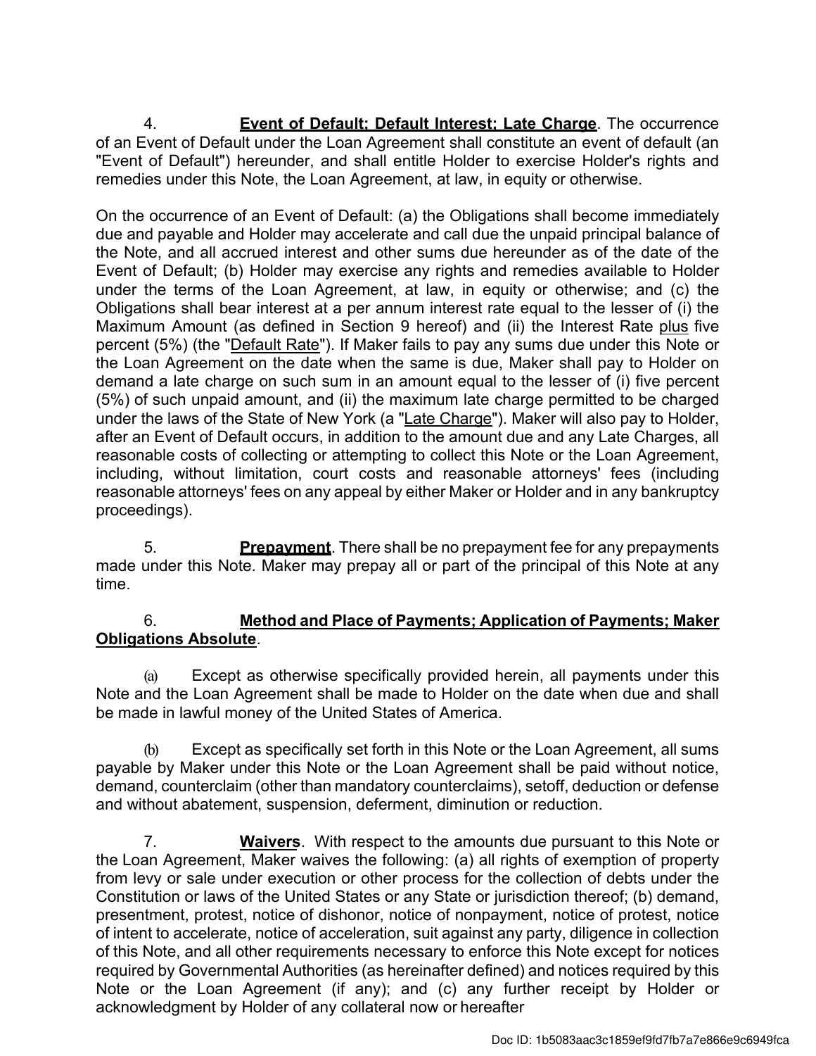4. **Event of Default; Default Interest; Late Charge**. The occurrence of an Event of Default under the Loan Agreement shall constitute an event of default (an "Event of Default") hereunder, and shall entitle Holder to exercise Holder's rights and remedies under this Note, the Loan Agreement, at law, in equity or otherwise.

On the occurrence of an Event of Default: (a) the Obligations shall become immediately due and payable and Holder may accelerate and call due the unpaid principal balance of the Note, and all accrued interest and other sums due hereunder as of the date of the Event of Default; (b) Holder may exercise any rights and remedies available to Holder under the terms of the Loan Agreement, at law, in equity or otherwise; and (c) the Obligations shall bear interest at a per annum interest rate equal to the lesser of (i) the Maximum Amount (as defined in Section 9 hereof) and (ii) the Interest Rate plus five percent (5%) (the "Default Rate"). If Maker fails to pay any sums due under this Note or the Loan Agreement on the date when the same is due, Maker shall pay to Holder on demand a late charge on such sum in an amount equal to the lesser of (i) five percent (5%) of such unpaid amount, and (ii) the maximum late charge permitted to be charged under the laws of the State of New York (a "Late Charge"). Maker will also pay to Holder, after an Event of Default occurs, in addition to the amount due and any Late Charges, all reasonable costs of collecting or attempting to collect this Note or the Loan Agreement, including, without limitation, court costs and reasonable attorneys' fees (including reasonable attorneys' fees on any appeal by either Maker or Holder and in any bankruptcy proceedings).

5. **Prepayment**. There shall be no prepayment fee for any prepayments made under this Note. Maker may prepay all or part of the principal of this Note at any time.

6. **Method and Place of Payments; Application of Payments; Maker Obligations Absolute**.

(a) Except as otherwise specifically provided herein, all payments under this Note and the Loan Agreement shall be made to Holder on the date when due and shall be made in lawful money of the United States of America.

(b) Except as specifically set forth in this Note or the Loan Agreement, all sums payable by Maker under this Note or the Loan Agreement shall be paid without notice, demand, counterclaim (other than mandatory counterclaims), setoff, deduction or defense and without abatement, suspension, deferment, diminution or reduction.

7. **Waivers**. With respect to the amounts due pursuant to this Note or the Loan Agreement, Maker waives the following: (a) all rights of exemption of property from levy or sale under execution or other process for the collection of debts under the Constitution or laws of the United States or any State or jurisdiction thereof; (b) demand, presentment, protest, notice of dishonor, notice of nonpayment, notice of protest, notice of intent to accelerate, notice of acceleration, suit against any party, diligence in collection of this Note, and all other requirements necessary to enforce this Note except for notices required by Governmental Authorities (as hereinafter defined) and notices required by this Note or the Loan Agreement (if any); and (c) any further receipt by Holder or acknowledgment by Holder of any collateral now or hereafter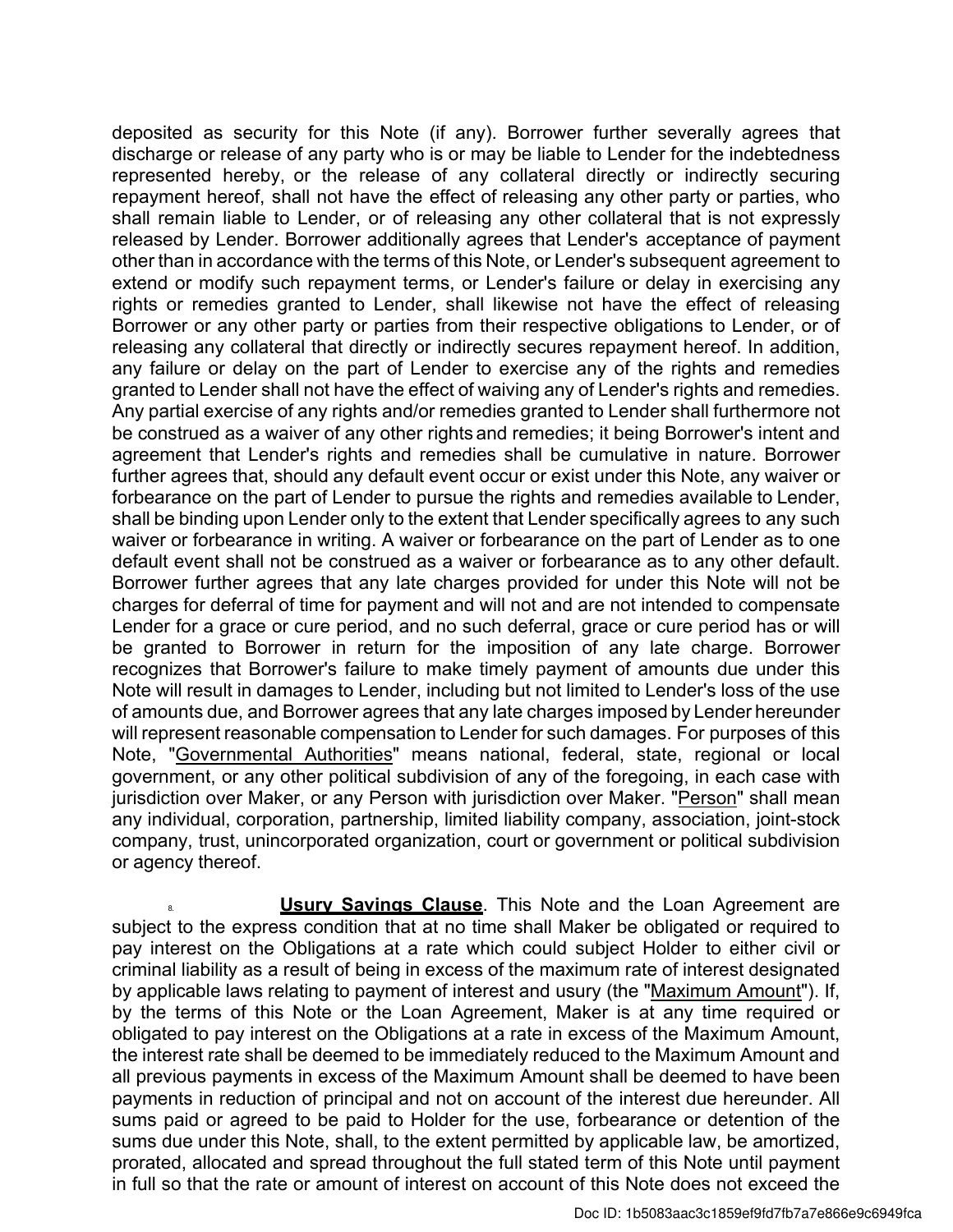deposited as security for this Note (if any). Borrower further severally agrees that discharge or release of any party who is or may be liable to Lender for the indebtedness represented hereby, or the release of any collateral directly or indirectly securing repayment hereof, shall not have the effect of releasing any other party or parties, who shall remain liable to Lender, or of releasing any other collateral that is not expressly released by Lender. Borrower additionally agrees that Lender's acceptance of payment other than in accordance with the terms of this Note, or Lender's subsequent agreement to extend or modify such repayment terms, or Lender's failure or delay in exercising any rights or remedies granted to Lender, shall likewise not have the effect of releasing Borrower or any other party or parties from their respective obligations to Lender, or of releasing any collateral that directly or indirectly secures repayment hereof. In addition, any failure or delay on the part of Lender to exercise any of the rights and remedies granted to Lender shall not have the effect of waiving any of Lender's rights and remedies. Any partial exercise of any rights and/or remedies granted to Lender shall furthermore not be construed as a waiver of any other rights and remedies; it being Borrower's intent and agreement that Lender's rights and remedies shall be cumulative in nature. Borrower further agrees that, should any default event occur or exist under this Note, any waiver or forbearance on the part of Lender to pursue the rights and remedies available to Lender, shall be binding upon Lender only to the extent that Lender specifically agrees to any such waiver or forbearance in writing. A waiver or forbearance on the part of Lender as to one default event shall not be construed as a waiver or forbearance as to any other default. Borrower further agrees that any late charges provided for under this Note will not be charges for deferral of time for payment and will not and are not intended to compensate Lender for a grace or cure period, and no such deferral, grace or cure period has or will be granted to Borrower in return for the imposition of any late charge. Borrower recognizes that Borrower's failure to make timely payment of amounts due under this Note will result in damages to Lender, including but not limited to Lender's loss of the use of amounts due, and Borrower agrees that any late charges imposed by Lender hereunder will represent reasonable compensation to Lender for such damages. For purposes of this Note, "Governmental Authorities" means national, federal, state, regional or local government, or any other political subdivision of any of the foregoing, in each case with jurisdiction over Maker, or any Person with jurisdiction over Maker. "Person" shall mean any individual, corporation, partnership, limited liability company, association, joint-stock company, trust, unincorporated organization, court or government or political subdivision or agency thereof.

8. **Usury Savings Clause**. This Note and the Loan Agreement are subject to the express condition that at no time shall Maker be obligated or required to pay interest on the Obligations at a rate which could subject Holder to either civil or criminal liability as a result of being in excess of the maximum rate of interest designated by applicable laws relating to payment of interest and usury (the "Maximum Amount"). If, by the terms of this Note or the Loan Agreement, Maker is at any time required or obligated to pay interest on the Obligations at a rate in excess of the Maximum Amount, the interest rate shall be deemed to be immediately reduced to the Maximum Amount and all previous payments in excess of the Maximum Amount shall be deemed to have been payments in reduction of principal and not on account of the interest due hereunder. All sums paid or agreed to be paid to Holder for the use, forbearance or detention of the sums due under this Note, shall, to the extent permitted by applicable law, be amortized, prorated, allocated and spread throughout the full stated term of this Note until payment in full so that the rate or amount of interest on account of this Note does not exceed the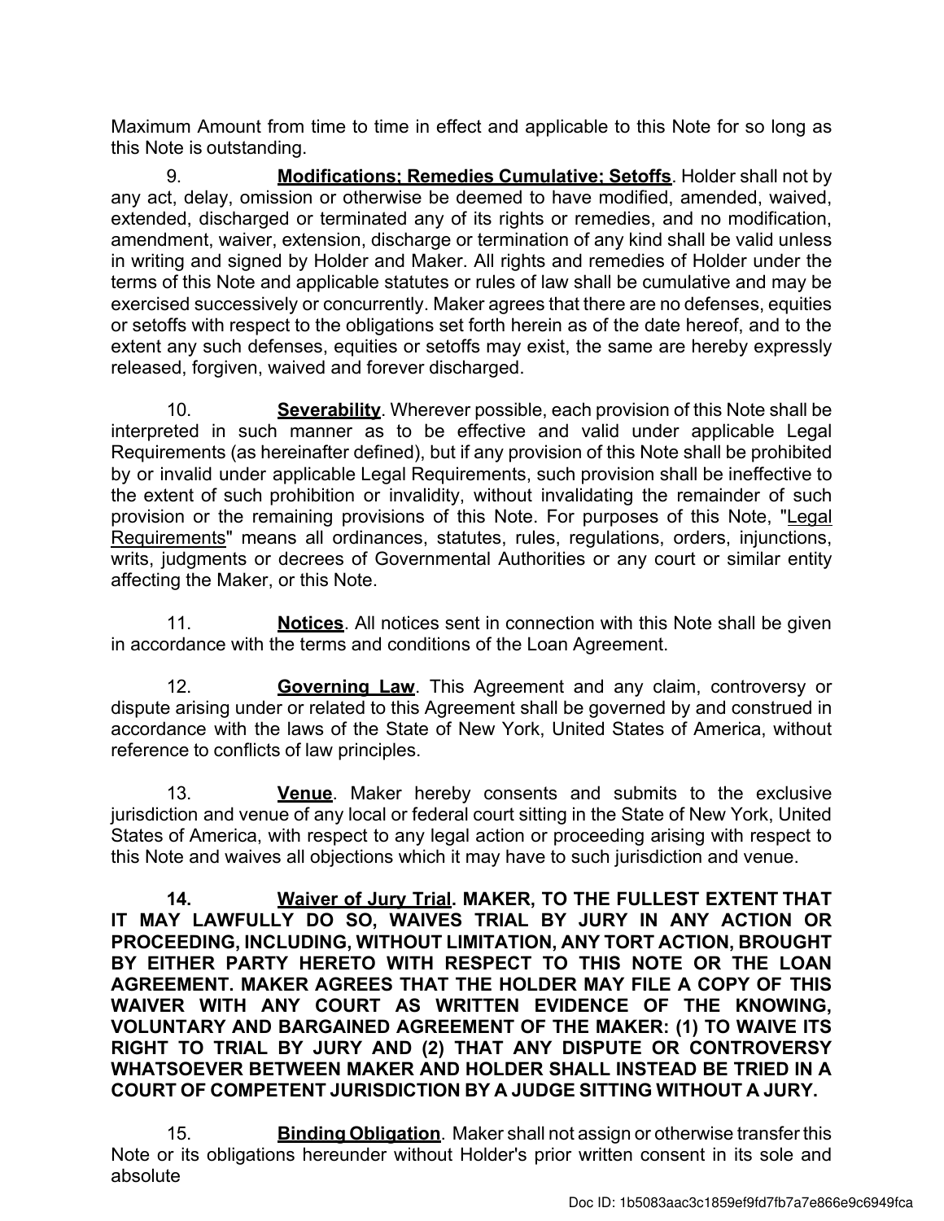Maximum Amount from time to time in effect and applicable to this Note for so long as this Note is outstanding.

9. **Modifications; Remedies Cumulative; Setoffs**. Holder shall not by any act, delay, omission or otherwise be deemed to have modified, amended, waived, extended, discharged or terminated any of its rights or remedies, and no modification, amendment, waiver, extension, discharge or termination of any kind shall be valid unless in writing and signed by Holder and Maker. All rights and remedies of Holder under the terms of this Note and applicable statutes or rules of law shall be cumulative and may be exercised successively or concurrently. Maker agrees that there are no defenses, equities or setoffs with respect to the obligations set forth herein as of the date hereof, and to the extent any such defenses, equities or setoffs may exist, the same are hereby expressly released, forgiven, waived and forever discharged.

10. **Severability**. Wherever possible, each provision of this Note shall be interpreted in such manner as to be effective and valid under applicable Legal Requirements (as hereinafter defined), but if any provision of this Note shall be prohibited by or invalid under applicable Legal Requirements, such provision shall be ineffective to the extent of such prohibition or invalidity, without invalidating the remainder of such provision or the remaining provisions of this Note. For purposes of this Note, "Legal Requirements" means all ordinances, statutes, rules, regulations, orders, injunctions, writs, judgments or decrees of Governmental Authorities or any court or similar entity affecting the Maker, or this Note.

11. **Notices**. All notices sent in connection with this Note shall be given in accordance with the terms and conditions of the Loan Agreement.

12. **Governing Law**. This Agreement and any claim, controversy or dispute arising under or related to this Agreement shall be governed by and construed in accordance with the laws of the State of New York, United States of America, without reference to conflicts of law principles.

13. **Venue**. Maker hereby consents and submits to the exclusive jurisdiction and venue of any local or federal court sitting in the State of New York, United States of America, with respect to any legal action or proceeding arising with respect to this Note and waives all objections which it may have to such jurisdiction and venue.

**14. Waiver of Jury Trial. MAKER, TO THE FULLEST EXTENT THAT IT MAY LAWFULLY DO SO, WAIVES TRIAL BY JURY IN ANY ACTION OR PROCEEDING, INCLUDING, WITHOUT LIMITATION, ANY TORT ACTION, BROUGHT BY EITHER PARTY HERETO WITH RESPECT TO THIS NOTE OR THE LOAN AGREEMENT. MAKER AGREES THAT THE HOLDER MAY FILE A COPY OF THIS WAIVER WITH ANY COURT AS WRITTEN EVIDENCE OF THE KNOWING, VOLUNTARY AND BARGAINED AGREEMENT OF THE MAKER: (1) TO WAIVE ITS RIGHT TO TRIAL BY JURY AND (2) THAT ANY DISPUTE OR CONTROVERSY WHATSOEVER BETWEEN MAKER AND HOLDER SHALL INSTEAD BE TRIED IN A COURT OF COMPETENT JURISDICTION BY A JUDGE SITTING WITHOUT A JURY.**

15. **Binding Obligation**. Maker shall not assign or otherwise transfer this Note or its obligations hereunder without Holder's prior written consent in its sole and absolute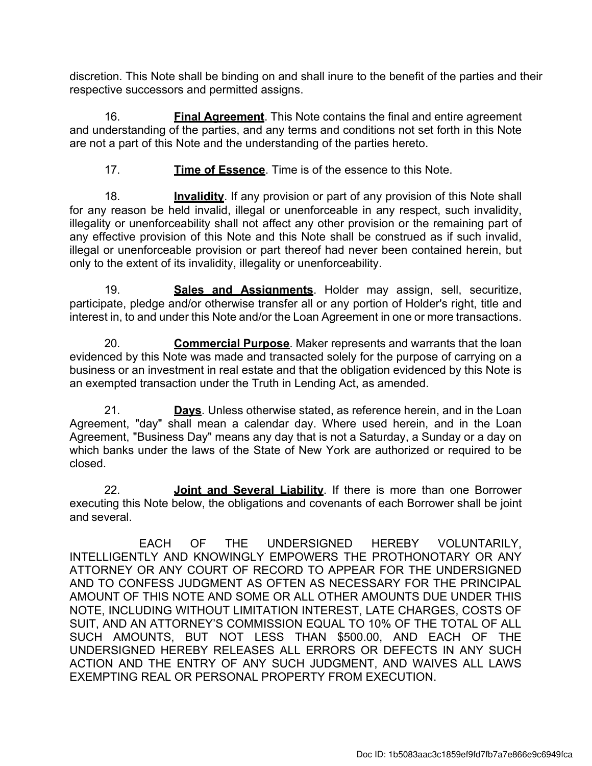discretion. This Note shall be binding on and shall inure to the benefit of the parties and their respective successors and permitted assigns.

16. **Final Agreement**. This Note contains the final and entire agreement and understanding of the parties, and any terms and conditions not set forth in this Note are not a part of this Note and the understanding of the parties hereto.

17. **Time of Essence**. Time is of the essence to this Note.

18. **Invalidity**. If any provision or part of any provision of this Note shall for any reason be held invalid, illegal or unenforceable in any respect, such invalidity, illegality or unenforceability shall not affect any other provision or the remaining part of any effective provision of this Note and this Note shall be construed as if such invalid, illegal or unenforceable provision or part thereof had never been contained herein, but only to the extent of its invalidity, illegality or unenforceability.

19. **Sales and Assignments**. Holder may assign, sell, securitize, participate, pledge and/or otherwise transfer all or any portion of Holder's right, title and interest in, to and under this Note and/or the Loan Agreement in one or more transactions.

20. **Commercial Purpose**. Maker represents and warrants that the loan evidenced by this Note was made and transacted solely for the purpose of carrying on a business or an investment in real estate and that the obligation evidenced by this Note is an exempted transaction under the Truth in Lending Act, as amended.

21. **Days**. Unless otherwise stated, as reference herein, and in the Loan Agreement, "day" shall mean a calendar day. Where used herein, and in the Loan Agreement, "Business Day" means any day that is not a Saturday, a Sunday or a day on which banks under the laws of the State of New York are authorized or required to be closed.

22. **Joint and Several Liability**. If there is more than one Borrower executing this Note below, the obligations and covenants of each Borrower shall be joint and several.

EACH OF THE UNDERSIGNED HEREBY VOLUNTARILY, INTELLIGENTLY AND KNOWINGLY EMPOWERS THE PROTHONOTARY OR ANY ATTORNEY OR ANY COURT OF RECORD TO APPEAR FOR THE UNDERSIGNED AND TO CONFESS JUDGMENT AS OFTEN AS NECESSARY FOR THE PRINCIPAL AMOUNT OF THIS NOTE AND SOME OR ALL OTHER AMOUNTS DUE UNDER THIS NOTE, INCLUDING WITHOUT LIMITATION INTEREST, LATE CHARGES, COSTS OF SUIT, AND AN ATTORNEY'S COMMISSION EQUAL TO 10% OF THE TOTAL OF ALL SUCH AMOUNTS, BUT NOT LESS THAN $500.00, AND EACH OF THE UNDERSIGNED HEREBY RELEASES ALL ERRORS OR DEFECTS IN ANY SUCH ACTION AND THE ENTRY OF ANY SUCH JUDGMENT, AND WAIVES ALL LAWS EXEMPTING REAL OR PERSONAL PROPERTY FROM EXECUTION.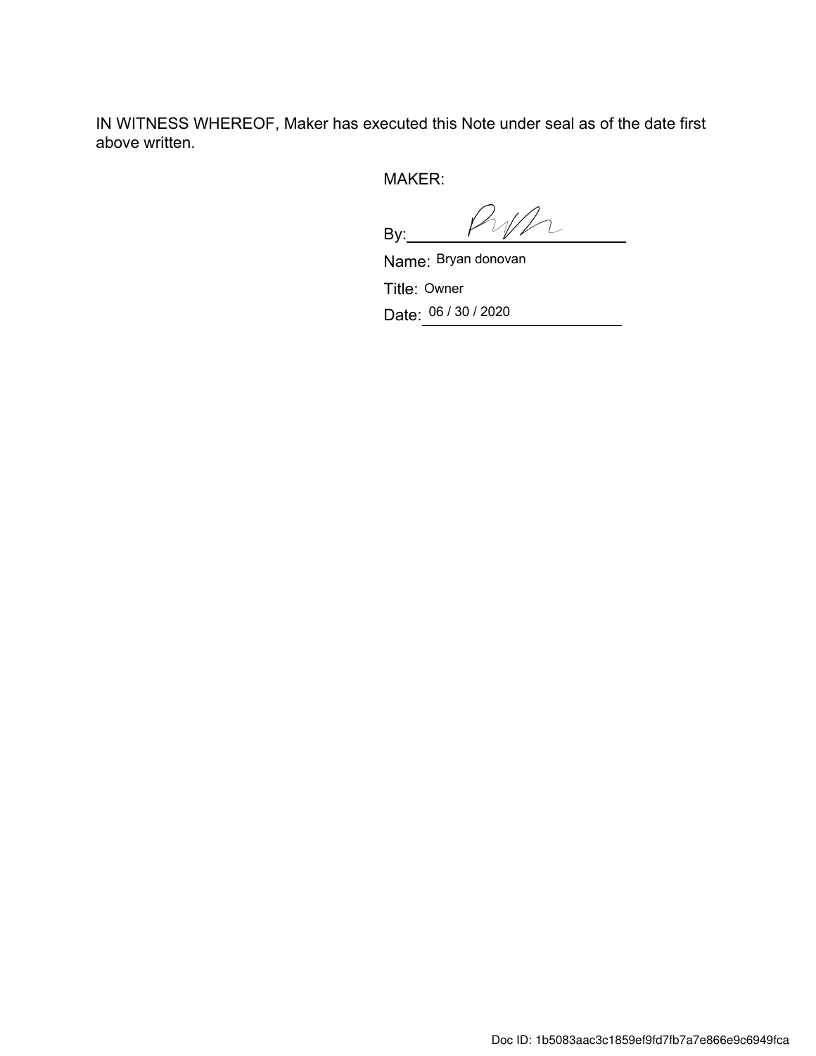IN WITNESS WHEREOF, Maker has executed this Note under seal as of the date first above written.

MAKER:

By: ______________________

Name: Bryan donovan

Title: Owner

Date: 06 / 30 / 2020

Doc ID: 1b5083aac3c1859ef9fd7fb7a7e866e9c6949fca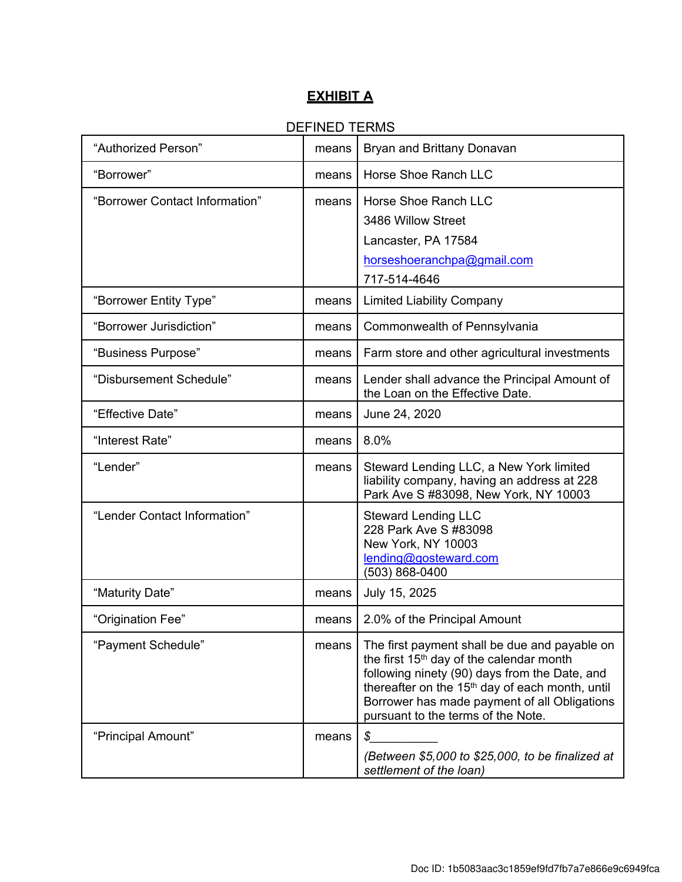# EXHIBIT A

DEFINED TERMS

| | | |
|---|---|---|
| "Authorized Person" | means | Bryan and Brittany Donavan |
| "Borrower" | means | Horse Shoe Ranch LLC |
| "Borrower Contact Information" | means | Horse Shoe Ranch LLC<br>3486 Willow Street<br>Lancaster, PA 17584<br>horseshoeranchpa@gmail.com<br>717-514-4646 |
| "Borrower Entity Type" | means | Limited Liability Company |
| "Borrower Jurisdiction" | means | Commonwealth of Pennsylvania |
| "Business Purpose" | means | Farm store and other agricultural investments |
| "Disbursement Schedule" | means | Lender shall advance the Principal Amount of the Loan on the Effective Date. |
| "Effective Date" | means | June 24, 2020 |
| "Interest Rate" | means | 8.0% |
| "Lender" | means | Steward Lending LLC, a New York limited liability company, having an address at 228 Park Ave S #83098, New York, NY 10003 |
| "Lender Contact Information" | | Steward Lending LLC<br>228 Park Ave S #83098<br>New York, NY 10003<br>lending@gosteward.com<br>(503) 868-0400 |
| "Maturity Date" | means | July 15, 2025 |
| "Origination Fee" | means | 2.0% of the Principal Amount |
| "Payment Schedule" | means | The first payment shall be due and payable on the first 15th day of the calendar month following ninety (90) days from the Date, and thereafter on the 15th day of each month, until Borrower has made payment of all Obligations pursuant to the terms of the Note. |
| "Principal Amount" | means | $__________<br>*(Between $5,000 to $25,000, to be finalized at settlement of the loan)* |

Doc ID: 1b5083aac3c1859ef9fd7fb7a7e866e9c6949fca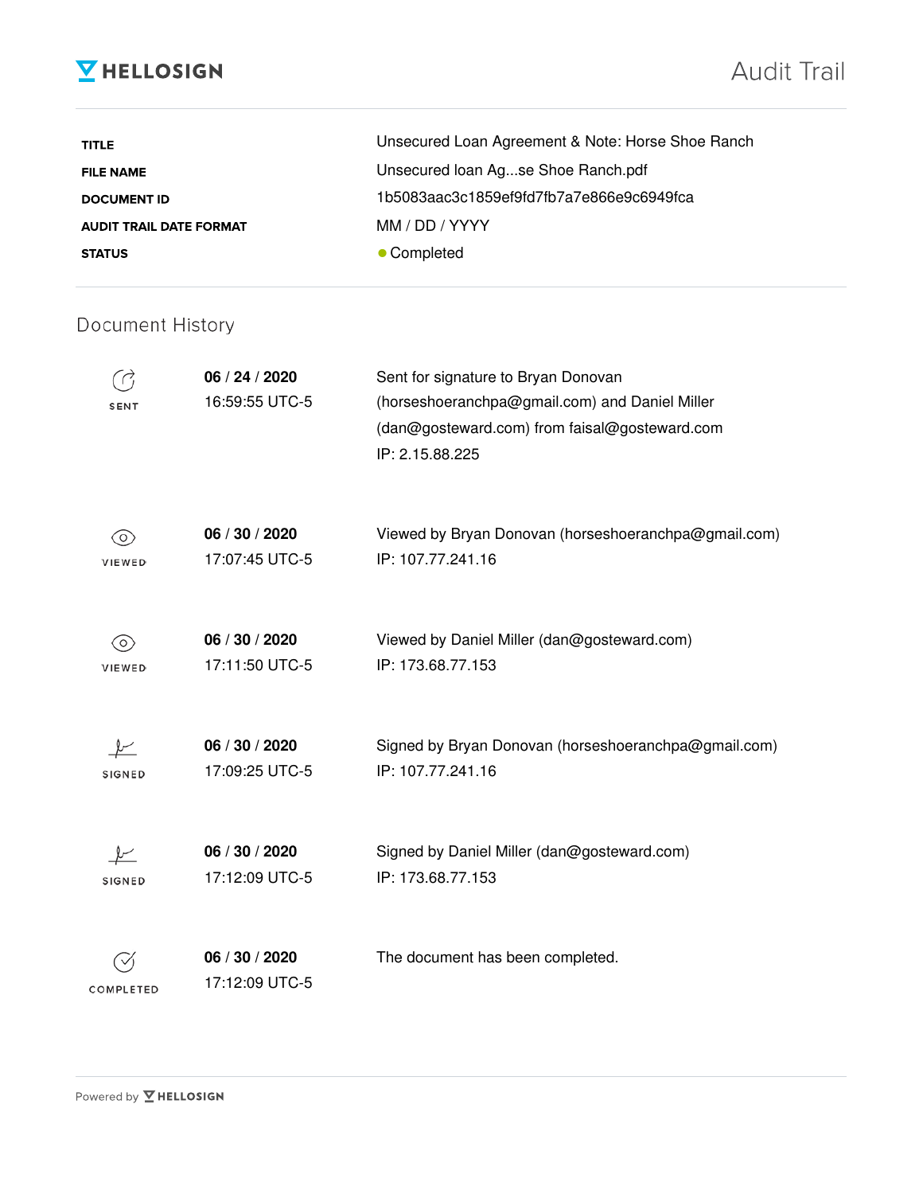HELLOSIGN

# Audit Trail

| | |
|---|---|
| **TITLE** | Unsecured Loan Agreement & Note: Horse Shoe Ranch |
| **FILE NAME** | Unsecured loan Ag...se Shoe Ranch.pdf |
| **DOCUMENT ID** | 1b5083aac3c1859ef9fd7fb7a7e866e9c6949fca |
| **AUDIT TRAIL DATE FORMAT** | MM / DD / YYYY |
| **STATUS** | Completed |

## Document History

| | | |
|---|---|---|
| SENT | **06 / 24 / 2020** 16:59:55 UTC-5 | Sent for signature to Bryan Donovan (horseshoeranchpa@gmail.com) and Daniel Miller (dan@gosteward.com) from faisal@gosteward.com IP: 2.15.88.225 |
| VIEWED | **06 / 30 / 2020** 17:07:45 UTC-5 | Viewed by Bryan Donovan (horseshoeranchpa@gmail.com) IP: 107.77.241.16 |
| VIEWED | **06 / 30 / 2020** 17:11:50 UTC-5 | Viewed by Daniel Miller (dan@gosteward.com) IP: 173.68.77.153 |
| SIGNED | **06 / 30 / 2020** 17:09:25 UTC-5 | Signed by Bryan Donovan (horseshoeranchpa@gmail.com) IP: 107.77.241.16 |
| SIGNED | **06 / 30 / 2020** 17:12:09 UTC-5 | Signed by Daniel Miller (dan@gosteward.com) IP: 173.68.77.153 |
| COMPLETED | **06 / 30 / 2020** 17:12:09 UTC-5 | The document has been completed. |

Powered by HELLOSIGN